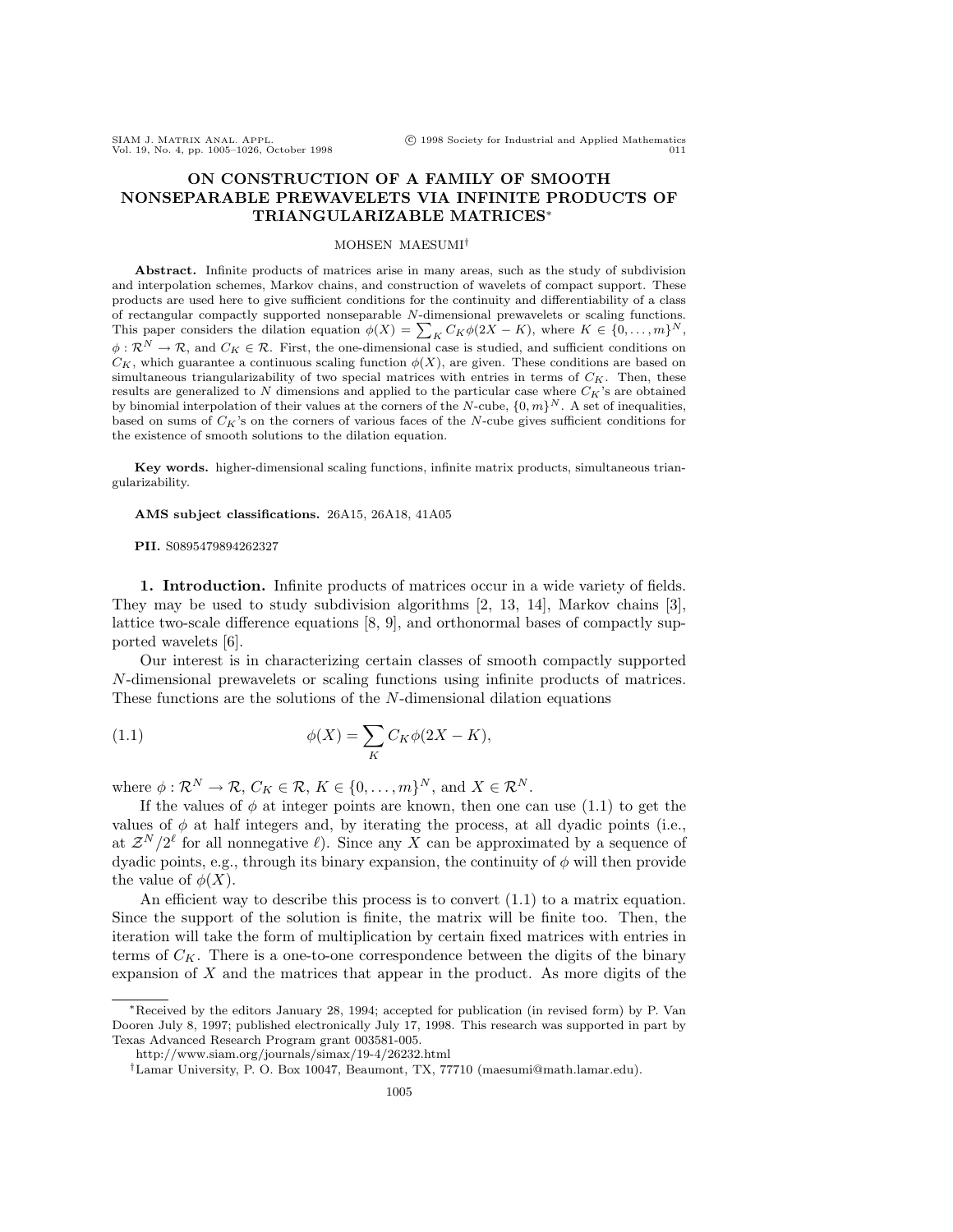# ON CONSTRUCTION OF A FAMILY OF SMOOTH NONSEPARABLE PREWAVELETS VIA INFINITE PRODUCTS OF TRIANGULARIZABLE MATRICES*

MOHSEN MAESUMI†

**Abstract.** Infinite products of matrices arise in many areas, such as the study of subdivision and interpolation schemes, Markov chains, and construction of wavelets of compact support. These products are used here to give sufficient conditions for the continuity and differentiability of a class of rectangular compactly supported nonseparable $N$-dimensional prewavelets or scaling functions. This paper considers the dilation equation $\phi(X) = \sum_K C_K \phi(2X - K)$, where $K \in \{0, \ldots, m\}^N$, $\phi : \mathcal{R}^N \to \mathcal{R}$, and $C_K \in \mathcal{R}$. First, the one-dimensional case is studied, and sufficient conditions on $C_K$, which guarantee a continuous scaling function $\phi(X)$, are given. These conditions are based on simultaneous triangularizability of two special matrices with entries in terms of $C_K$. Then, these results are generalized to $N$ dimensions and applied to the particular case where $C_K$'s are obtained by binomial interpolation of their values at the corners of the $N$-cube, $\{0, m\}^N$. A set of inequalities, based on sums of $C_K$'s on the corners of various faces of the $N$-cube gives sufficient conditions for the existence of smooth solutions to the dilation equation.

**Key words.** higher-dimensional scaling functions, infinite matrix products, simultaneous triangularizability.

**AMS subject classifications.** 26A15, 26A18, 41A05

**PII.** S0895479894262327

## 1. Introduction.

Infinite products of matrices occur in a wide variety of fields. They may be used to study subdivision algorithms [2, 13, 14], Markov chains [3], lattice two-scale difference equations [8, 9], and orthonormal bases of compactly supported wavelets [6].

Our interest is in characterizing certain classes of smooth compactly supported $N$-dimensional prewavelets or scaling functions using infinite products of matrices. These functions are the solutions of the $N$-dimensional dilation equations

$$\phi(X) = \sum_K C_K \phi(2X - K), \tag{1.1}$$

where $\phi : \mathcal{R}^N \to \mathcal{R}$, $C_K \in \mathcal{R}$, $K \in \{0, \ldots, m\}^N$, and $X \in \mathcal{R}^N$.

If the values of $\phi$ at integer points are known, then one can use (1.1) to get the values of $\phi$ at half integers and, by iterating the process, at all dyadic points (i.e., at $\mathcal{Z}^N/2^\ell$ for all nonnegative $\ell$). Since any $X$ can be approximated by a sequence of dyadic points, e.g., through its binary expansion, the continuity of $\phi$ will then provide the value of $\phi(X)$.

An efficient way to describe this process is to convert (1.1) to a matrix equation. Since the support of the solution is finite, the matrix will be finite too. Then, the iteration will take the form of multiplication by certain fixed matrices with entries in terms of $C_K$. There is a one-to-one correspondence between the digits of the binary expansion of $X$ and the matrices that appear in the product. As more digits of the

---

*Received by the editors January 28, 1994; accepted for publication (in revised form) by P. Van Dooren July 8, 1997; published electronically July 17, 1998. This research was supported in part by Texas Advanced Research Program grant 003581-005.

http://www.siam.org/journals/simax/19-4/26232.html

†Lamar University, P. O. Box 10047, Beaumont, TX, 77710 (maesumi@math.lamar.edu).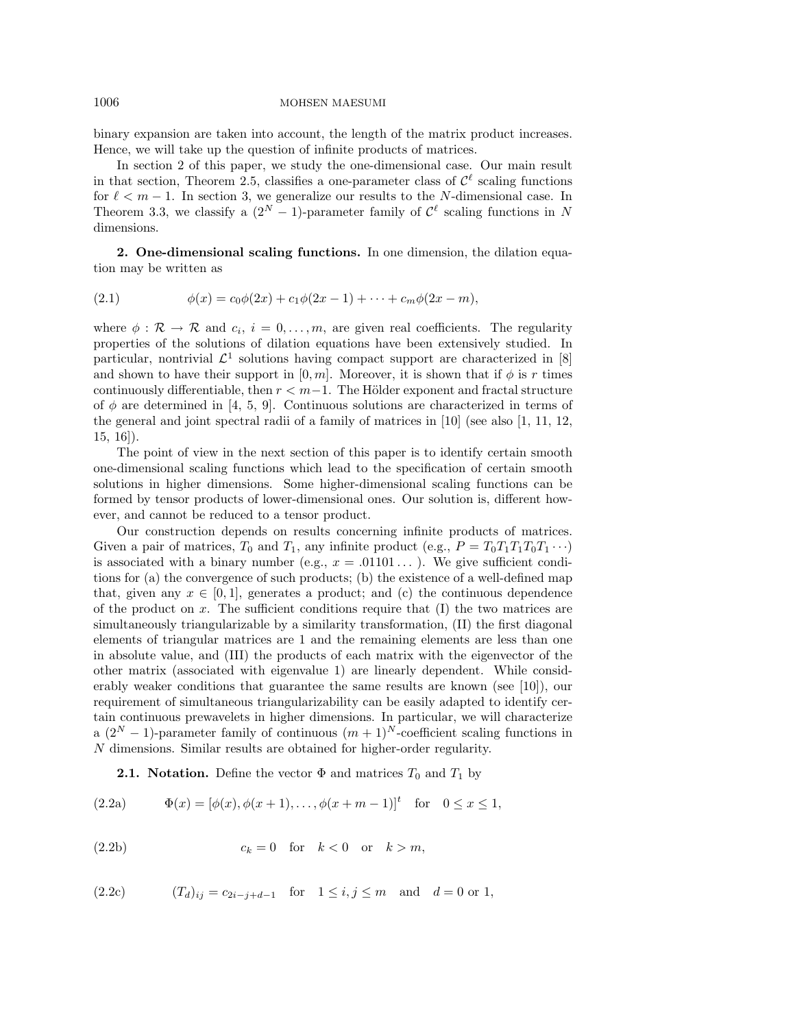binary expansion are taken into account, the length of the matrix product increases. Hence, we will take up the question of infinite products of matrices.

In section 2 of this paper, we study the one-dimensional case. Our main result in that section, Theorem 2.5, classifies a one-parameter class of $\mathcal{C}^\ell$ scaling functions for $\ell < m-1$. In section 3, we generalize our results to the $N$-dimensional case. In Theorem 3.3, we classify a $(2^N-1)$-parameter family of $\mathcal{C}^\ell$ scaling functions in $N$ dimensions.

**2. One-dimensional scaling functions.** In one dimension, the dilation equation may be written as

$$\phi(x) = c_0\phi(2x) + c_1\phi(2x-1) + \cdots + c_m\phi(2x-m), \tag{2.1}$$

where $\phi : \mathcal{R} \to \mathcal{R}$ and $c_i$, $i = 0, \ldots, m$, are given real coefficients. The regularity properties of the solutions of dilation equations have been extensively studied. In particular, nontrivial $\mathcal{L}^1$ solutions having compact support are characterized in [8] and shown to have their support in $[0, m]$. Moreover, it is shown that if $\phi$ is $r$ times continuously differentiable, then $r < m-1$. The Hölder exponent and fractal structure of $\phi$ are determined in [4, 5, 9]. Continuous solutions are characterized in terms of the general and joint spectral radii of a family of matrices in [10] (see also [1, 11, 12, 15, 16]).

The point of view in the next section of this paper is to identify certain smooth one-dimensional scaling functions which lead to the specification of certain smooth solutions in higher dimensions. Some higher-dimensional scaling functions can be formed by tensor products of lower-dimensional ones. Our solution is, different however, and cannot be reduced to a tensor product.

Our construction depends on results concerning infinite products of matrices. Given a pair of matrices, $T_0$ and $T_1$, any infinite product (e.g., $P = T_0T_1T_1T_0T_1\cdots$) is associated with a binary number (e.g., $x = .01101\ldots$). We give sufficient conditions for (a) the convergence of such products; (b) the existence of a well-defined map that, given any $x \in [0,1]$, generates a product; and (c) the continuous dependence of the product on $x$. The sufficient conditions require that (I) the two matrices are simultaneously triangularizable by a similarity transformation, (II) the first diagonal elements of triangular matrices are 1 and the remaining elements are less than one in absolute value, and (III) the products of each matrix with the eigenvector of the other matrix (associated with eigenvalue 1) are linearly dependent. While considerably weaker conditions that guarantee the same results are known (see [10]), our requirement of simultaneous triangularizability can be easily adapted to identify certain continuous prewavelets in higher dimensions. In particular, we will characterize a $(2^N-1)$-parameter family of continuous $(m+1)^N$-coefficient scaling functions in $N$ dimensions. Similar results are obtained for higher-order regularity.

**2.1. Notation.** Define the vector $\Phi$ and matrices $T_0$ and $T_1$ by

$$\Phi(x) = [\phi(x), \phi(x+1), \ldots, \phi(x+m-1)]^t \quad \text{for} \quad 0 \le x \le 1, \tag{2.2a}$$

$$c_k = 0 \quad \text{for} \quad k < 0 \quad \text{or} \quad k > m, \tag{2.2b}$$

$$(T_d)_{ij} = c_{2i-j+d-1} \quad \text{for} \quad 1 \le i, j \le m \quad \text{and} \quad d = 0 \text{ or } 1, \tag{2.2c}$$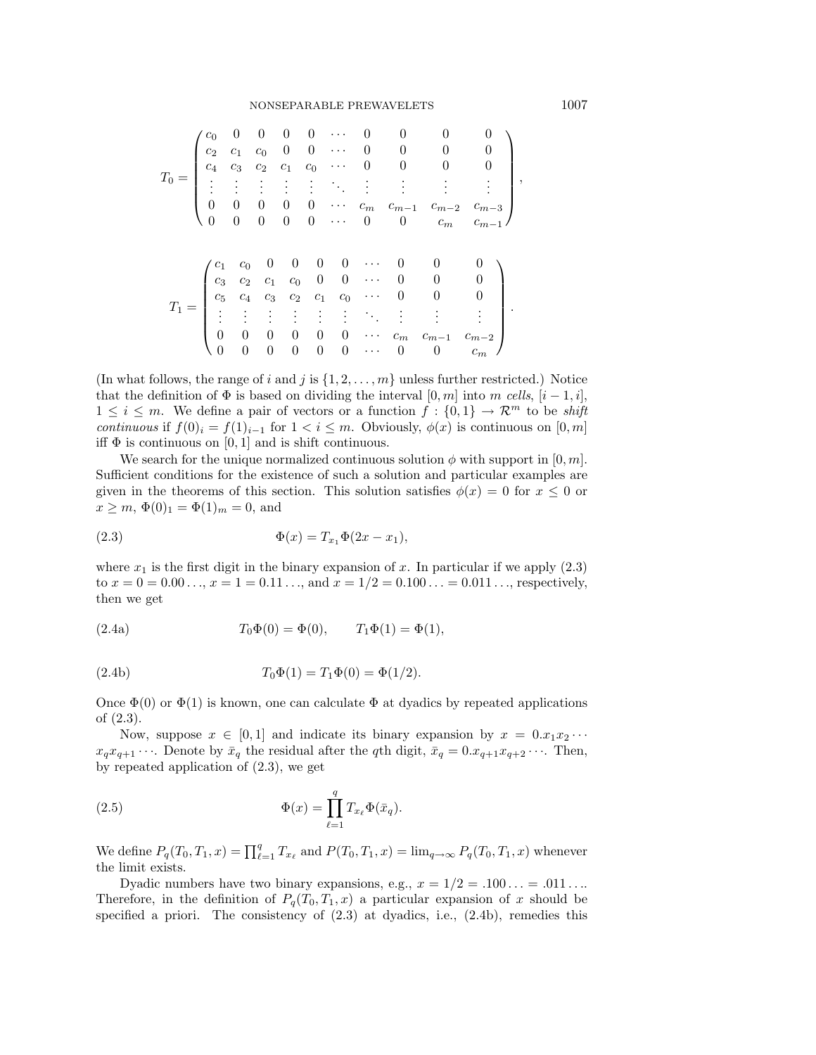$$
T_0 = \begin{pmatrix}
c_0 & 0 & 0 & 0 & 0 & \cdots & 0 & 0 & 0 & 0 \\
c_2 & c_1 & c_0 & 0 & 0 & \cdots & 0 & 0 & 0 & 0 \\
c_4 & c_3 & c_2 & c_1 & c_0 & \cdots & 0 & 0 & 0 & 0 \\
\vdots & \vdots & \vdots & \vdots & \vdots & \ddots & \vdots & \vdots & \vdots & \vdots \\
0 & 0 & 0 & 0 & 0 & \cdots & c_m & c_{m-1} & c_{m-2} & c_{m-3} \\
0 & 0 & 0 & 0 & 0 & \cdots & 0 & 0 & c_m & c_{m-1}
\end{pmatrix},
$$

$$
T_1 = \begin{pmatrix}
c_1 & c_0 & 0 & 0 & 0 & 0 & \cdots & 0 & 0 & 0 \\
c_3 & c_2 & c_1 & c_0 & 0 & 0 & \cdots & 0 & 0 & 0 \\
c_5 & c_4 & c_3 & c_2 & c_1 & c_0 & \cdots & 0 & 0 & 0 \\
\vdots & \vdots & \vdots & \vdots & \vdots & \vdots & \ddots & \vdots & \vdots & \vdots \\
0 & 0 & 0 & 0 & 0 & 0 & \cdots & c_m & c_{m-1} & c_{m-2} \\
0 & 0 & 0 & 0 & 0 & 0 & \cdots & 0 & 0 & c_m
\end{pmatrix}.
$$

(In what follows, the range of $i$ and $j$ is $\{1, 2, \ldots, m\}$ unless further restricted.) Notice that the definition of $\Phi$ is based on dividing the interval $[0, m]$ into $m$ *cells*, $[i-1, i]$, $1 \le i \le m$. We define a pair of vectors or a function $f : \{0, 1\} \to \mathcal{R}^m$ to be *shift continuous* if $f(0)_i = f(1)_{i-1}$ for $1 < i \le m$. Obviously, $\phi(x)$ is continuous on $[0, m]$ iff $\Phi$ is continuous on $[0, 1]$ and is shift continuous.

We search for the unique normalized continuous solution $\phi$ with support in $[0, m]$. Sufficient conditions for the existence of such a solution and particular examples are given in the theorems of this section. This solution satisfies $\phi(x) = 0$ for $x \le 0$ or $x \ge m$, $\Phi(0)_1 = \Phi(1)_m = 0$, and

$$
\Phi(x) = T_{x_1} \Phi(2x - x_1), \tag{2.3}
$$

where $x_1$ is the first digit in the binary expansion of $x$. In particular if we apply (2.3) to $x = 0 = 0.00\ldots$, $x = 1 = 0.11\ldots$, and $x = 1/2 = 0.100\ldots = 0.011\ldots$, respectively, then we get

$$
T_0 \Phi(0) = \Phi(0), \qquad T_1 \Phi(1) = \Phi(1), \tag{2.4a}
$$

$$
T_0 \Phi(1) = T_1 \Phi(0) = \Phi(1/2). \tag{2.4b}
$$

Once $\Phi(0)$ or $\Phi(1)$ is known, one can calculate $\Phi$ at dyadics by repeated applications of (2.3).

Now, suppose $x \in [0, 1]$ and indicate its binary expansion by $x = 0.x_1 x_2 \cdots x_q x_{q+1} \cdots$. Denote by $\bar{x}_q$ the residual after the $q$th digit, $\bar{x}_q = 0.x_{q+1} x_{q+2} \cdots$. Then, by repeated application of (2.3), we get

$$
\Phi(x) = \prod_{\ell=1}^{q} T_{x_\ell} \Phi(\bar{x}_q). \tag{2.5}
$$

We define $P_q(T_0, T_1, x) = \prod_{\ell=1}^{q} T_{x_\ell}$ and $P(T_0, T_1, x) = \lim_{q \to \infty} P_q(T_0, T_1, x)$ whenever the limit exists.

Dyadic numbers have two binary expansions, e.g., $x = 1/2 = .100\ldots = .011\ldots$. Therefore, in the definition of $P_q(T_0, T_1, x)$ a particular expansion of $x$ should be specified a priori. The consistency of (2.3) at dyadics, i.e., (2.4b), remedies this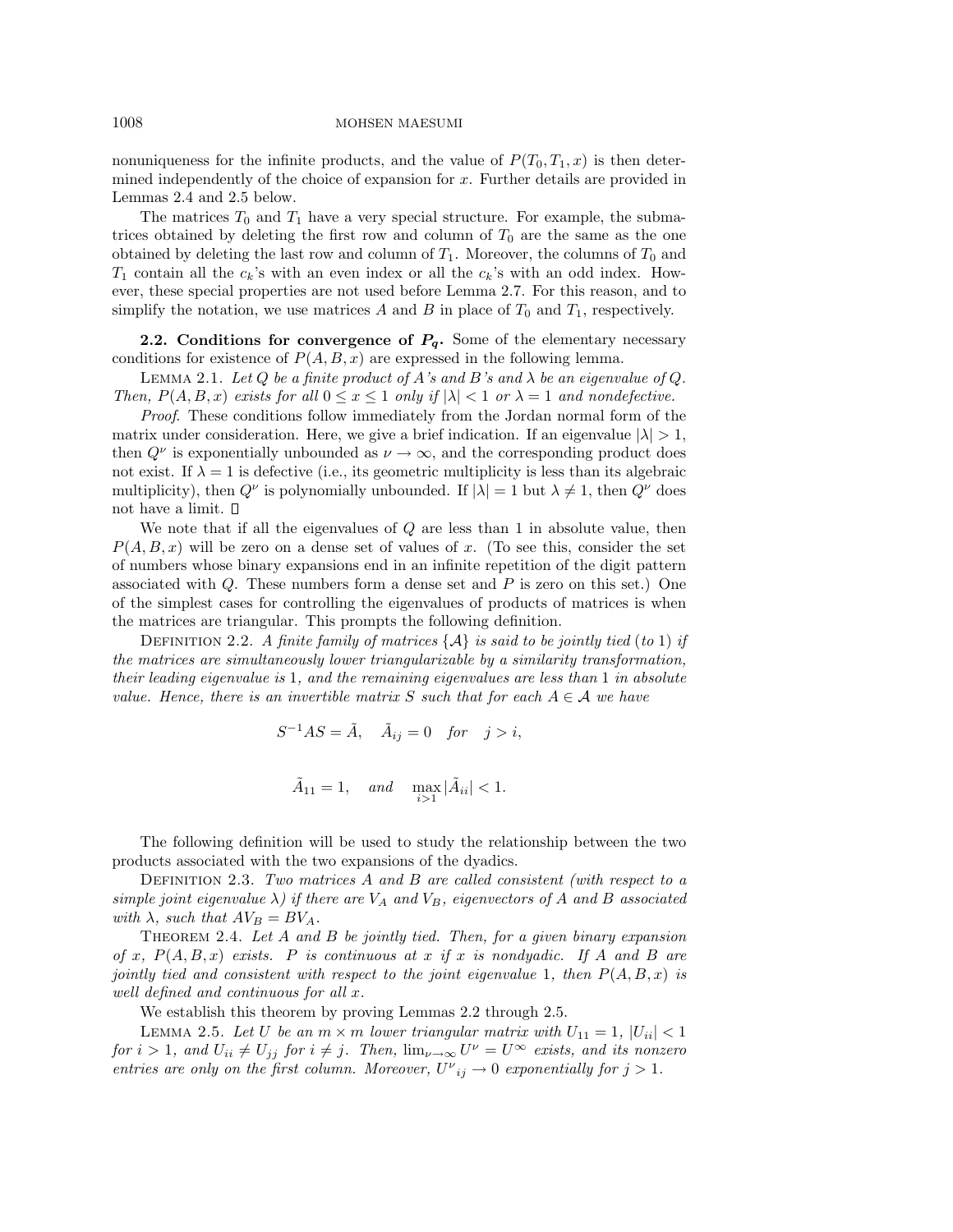nonuniqueness for the infinite products, and the value of $P(T_0, T_1, x)$ is then determined independently of the choice of expansion for $x$. Further details are provided in Lemmas 2.4 and 2.5 below.

The matrices $T_0$ and $T_1$ have a very special structure. For example, the submatrices obtained by deleting the first row and column of $T_0$ are the same as the one obtained by deleting the last row and column of $T_1$. Moreover, the columns of $T_0$ and $T_1$ contain all the $c_k$'s with an even index or all the $c_k$'s with an odd index. However, these special properties are not used before Lemma 2.7. For this reason, and to simplify the notation, we use matrices $A$ and $B$ in place of $T_0$ and $T_1$, respectively.

**2.2. Conditions for convergence of $P_q$.** Some of the elementary necessary conditions for existence of $P(A, B, x)$ are expressed in the following lemma.

LEMMA 2.1. *Let $Q$ be a finite product of $A$'s and $B$'s and $\lambda$ be an eigenvalue of $Q$. Then, $P(A, B, x)$ exists for all $0 \le x \le 1$ only if $|\lambda| < 1$ or $\lambda = 1$ and nondefective.*

*Proof*. These conditions follow immediately from the Jordan normal form of the matrix under consideration. Here, we give a brief indication. If an eigenvalue $|\lambda| > 1$, then $Q^\nu$ is exponentially unbounded as $\nu \to \infty$, and the corresponding product does not exist. If $\lambda = 1$ is defective (i.e., its geometric multiplicity is less than its algebraic multiplicity), then $Q^\nu$ is polynomially unbounded. If $|\lambda| = 1$ but $\lambda \neq 1$, then $Q^\nu$ does not have a limit. □

We note that if all the eigenvalues of $Q$ are less than 1 in absolute value, then $P(A, B, x)$ will be zero on a dense set of values of $x$. (To see this, consider the set of numbers whose binary expansions end in an infinite repetition of the digit pattern associated with $Q$. These numbers form a dense set and $P$ is zero on this set.) One of the simplest cases for controlling the eigenvalues of products of matrices is when the matrices are triangular. This prompts the following definition.

DEFINITION 2.2. *A finite family of matrices $\{\mathcal{A}\}$ is said to be jointly tied (to 1) if the matrices are simultaneously lower triangularizable by a similarity transformation, their leading eigenvalue is 1, and the remaining eigenvalues are less than 1 in absolute value. Hence, there is an invertible matrix $S$ such that for each $A \in \mathcal{A}$ we have*

$$S^{-1}AS = \tilde{A}, \quad \tilde{A}_{ij} = 0 \quad \textit{for} \quad j > i,$$

$$\tilde{A}_{11} = 1, \quad \textit{and} \quad \max_{i>1} |\tilde{A}_{ii}| < 1.$$

The following definition will be used to study the relationship between the two products associated with the two expansions of the dyadics.

DEFINITION 2.3. *Two matrices $A$ and $B$ are called consistent (with respect to a simple joint eigenvalue $\lambda$) if there are $V_A$ and $V_B$, eigenvectors of $A$ and $B$ associated with $\lambda$, such that $AV_B = BV_A$.*

THEOREM 2.4. *Let $A$ and $B$ be jointly tied. Then, for a given binary expansion of $x$, $P(A, B, x)$ exists. $P$ is continuous at $x$ if $x$ is nondyadic. If $A$ and $B$ are jointly tied and consistent with respect to the joint eigenvalue 1, then $P(A, B, x)$ is well defined and continuous for all $x$.*

We establish this theorem by proving Lemmas 2.2 through 2.5.

LEMMA 2.5. *Let $U$ be an $m \times m$ lower triangular matrix with $U_{11} = 1$, $|U_{ii}| < 1$ for $i > 1$, and $U_{ii} \neq U_{jj}$ for $i \neq j$. Then, $\lim_{\nu \to \infty} U^\nu = U^\infty$ exists, and its nonzero entries are only on the first column. Moreover, ${U^\nu}_{ij} \to 0$ exponentially for $j > 1$.*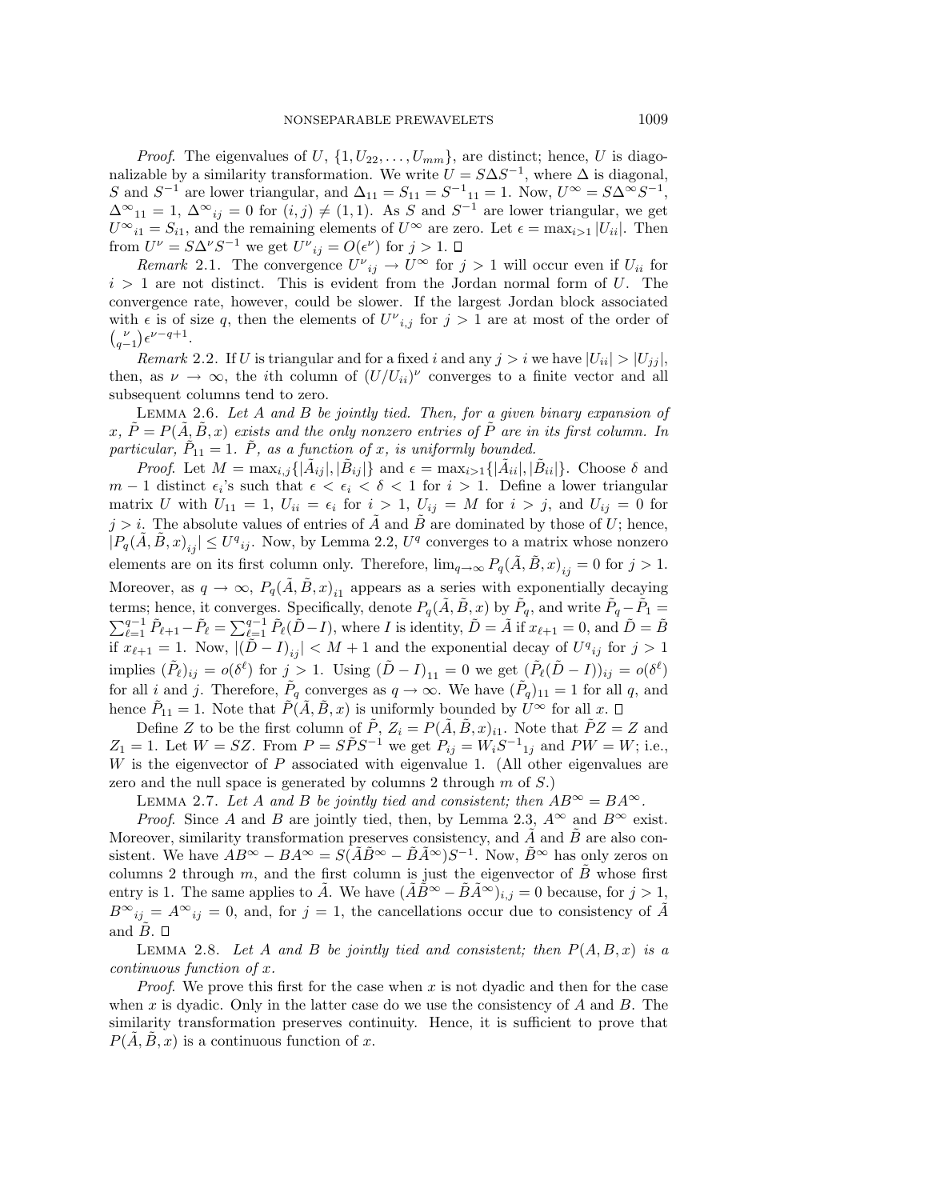*Proof*. The eigenvalues of $U$, $\{1, U_{22}, \ldots, U_{mm}\}$, are distinct; hence, $U$ is diagonalizable by a similarity transformation. We write $U = S\Delta S^{-1}$, where $\Delta$ is diagonal, $S$ and $S^{-1}$ are lower triangular, and $\Delta_{11} = S_{11} = {S^{-1}}_{11} = 1$. Now, $U^{\infty} = S\Delta^{\infty}S^{-1}$, ${\Delta^{\infty}}_{11} = 1$, ${\Delta^{\infty}}_{ij} = 0$ for $(i,j) \neq (1,1)$. As $S$ and $S^{-1}$ are lower triangular, we get ${U^{\infty}}_{i1} = S_{i1}$, and the remaining elements of $U^{\infty}$ are zero. Let $\epsilon = \max_{i>1} |U_{ii}|$. Then from $U^{\nu} = S\Delta^{\nu}S^{-1}$ we get ${U^{\nu}}_{ij} = O(\epsilon^{\nu})$ for $j > 1$. $\square$

*Remark* 2.1. The convergence ${U^{\nu}}_{ij} \to U^{\infty}$ for $j > 1$ will occur even if $U_{ii}$ for $i > 1$ are not distinct. This is evident from the Jordan normal form of $U$. The convergence rate, however, could be slower. If the largest Jordan block associated with $\epsilon$ is of size $q$, then the elements of ${U^{\nu}}_{i,j}$ for $j > 1$ are at most of the order of $\binom{\nu}{q-1}\epsilon^{\nu-q+1}$.

*Remark* 2.2. If $U$ is triangular and for a fixed $i$ and any $j > i$ we have $|U_{ii}| > |U_{jj}|$, then, as $\nu \to \infty$, the $i$th column of $(U/U_{ii})^{\nu}$ converges to a finite vector and all subsequent columns tend to zero.

Lemma 2.6. *Let $A$ and $B$ be jointly tied. Then, for a given binary expansion of $x$, $\tilde{P} = P(\tilde{A}, \tilde{B}, x)$ exists and the only nonzero entries of $\tilde{P}$ are in its first column. In particular, $\tilde{P}_{11} = 1$. $\tilde{P}$, as a function of $x$, is uniformly bounded.*

*Proof*. Let $M = \max_{i,j}\{|\tilde{A}_{ij}|, |\tilde{B}_{ij}|\}$ and $\epsilon = \max_{i>1}\{|\tilde{A}_{ii}|, |\tilde{B}_{ii}|\}$. Choose $\delta$ and $m-1$ distinct $\epsilon_i$'s such that $\epsilon < \epsilon_i < \delta < 1$ for $i > 1$. Define a lower triangular matrix $U$ with $U_{11} = 1$, $U_{ii} = \epsilon_i$ for $i > 1$, $U_{ij} = M$ for $i > j$, and $U_{ij} = 0$ for $j > i$. The absolute values of entries of $\tilde{A}$ and $\tilde{B}$ are dominated by those of $U$; hence, $|P_q(\tilde{A}, \tilde{B}, x)_{ij}| \leq {U^q}_{ij}$. Now, by Lemma 2.2, $U^q$ converges to a matrix whose nonzero elements are on its first column only. Therefore, $\lim_{q\to\infty} P_q(\tilde{A}, \tilde{B}, x)_{ij} = 0$ for $j > 1$. Moreover, as $q \to \infty$, $P_q(\tilde{A}, \tilde{B}, x)_{i1}$ appears as a series with exponentially decaying terms; hence, it converges. Specifically, denote $P_q(\tilde{A}, \tilde{B}, x)$ by $\tilde{P}_q$, and write $\tilde{P}_q - \tilde{P}_1 = \sum_{\ell=1}^{q-1} \tilde{P}_{\ell+1} - \tilde{P}_{\ell} = \sum_{\ell=1}^{q-1} \tilde{P}_{\ell}(\tilde{D} - I)$, where $I$ is identity, $\tilde{D} = \tilde{A}$ if $x_{\ell+1} = 0$, and $\tilde{D} = \tilde{B}$ if $x_{\ell+1} = 1$. Now, $|(\tilde{D} - I)_{ij}| < M + 1$ and the exponential decay of ${U^q}_{ij}$ for $j > 1$ implies $(\tilde{P}_{\ell})_{ij} = o(\delta^{\ell})$ for $j > 1$. Using $(\tilde{D} - I)_{11} = 0$ we get $(\tilde{P}_{\ell}(\tilde{D} - I))_{ij} = o(\delta^{\ell})$ for all $i$ and $j$. Therefore, $\tilde{P}_q$ converges as $q \to \infty$. We have $(\tilde{P}_q)_{11} = 1$ for all $q$, and hence $\tilde{P}_{11} = 1$. Note that $\tilde{P}(\tilde{A}, \tilde{B}, x)$ is uniformly bounded by $U^{\infty}$ for all $x$. $\square$

Define $Z$ to be the first column of $\tilde{P}$, $Z_i = P(\tilde{A}, \tilde{B}, x)_{i1}$. Note that $\tilde{P}Z = Z$ and $Z_1 = 1$. Let $W = SZ$. From $P = S\tilde{P}S^{-1}$ we get $P_{ij} = W_i {S^{-1}}_{1j}$ and $PW = W$; i.e., $W$ is the eigenvector of $P$ associated with eigenvalue 1. (All other eigenvalues are zero and the null space is generated by columns 2 through $m$ of $S$.)

Lemma 2.7. *Let $A$ and $B$ be jointly tied and consistent; then $AB^{\infty} = BA^{\infty}$.*

*Proof*. Since $A$ and $B$ are jointly tied, then, by Lemma 2.3, $A^{\infty}$ and $B^{\infty}$ exist. Moreover, similarity transformation preserves consistency, and $\tilde{A}$ and $\tilde{B}$ are also consistent. We have $AB^{\infty} - BA^{\infty} = S(\tilde{A}\tilde{B}^{\infty} - \tilde{B}\tilde{A}^{\infty})S^{-1}$. Now, $\tilde{B}^{\infty}$ has only zeros on columns 2 through $m$, and the first column is just the eigenvector of $\tilde{B}$ whose first entry is 1. The same applies to $\tilde{A}$. We have $(\tilde{A}\tilde{B}^{\infty} - \tilde{B}\tilde{A}^{\infty})_{i,j} = 0$ because, for $j > 1$, ${B^{\infty}}_{ij} = {A^{\infty}}_{ij} = 0$, and, for $j = 1$, the cancellations occur due to consistency of $\tilde{A}$ and $\tilde{B}$. $\square$

Lemma 2.8. *Let $A$ and $B$ be jointly tied and consistent; then $P(A, B, x)$ is a continuous function of $x$.*

*Proof*. We prove this first for the case when $x$ is not dyadic and then for the case when $x$ is dyadic. Only in the latter case do we use the consistency of $A$ and $B$. The similarity transformation preserves continuity. Hence, it is sufficient to prove that $P(\tilde{A}, \tilde{B}, x)$ is a continuous function of $x$.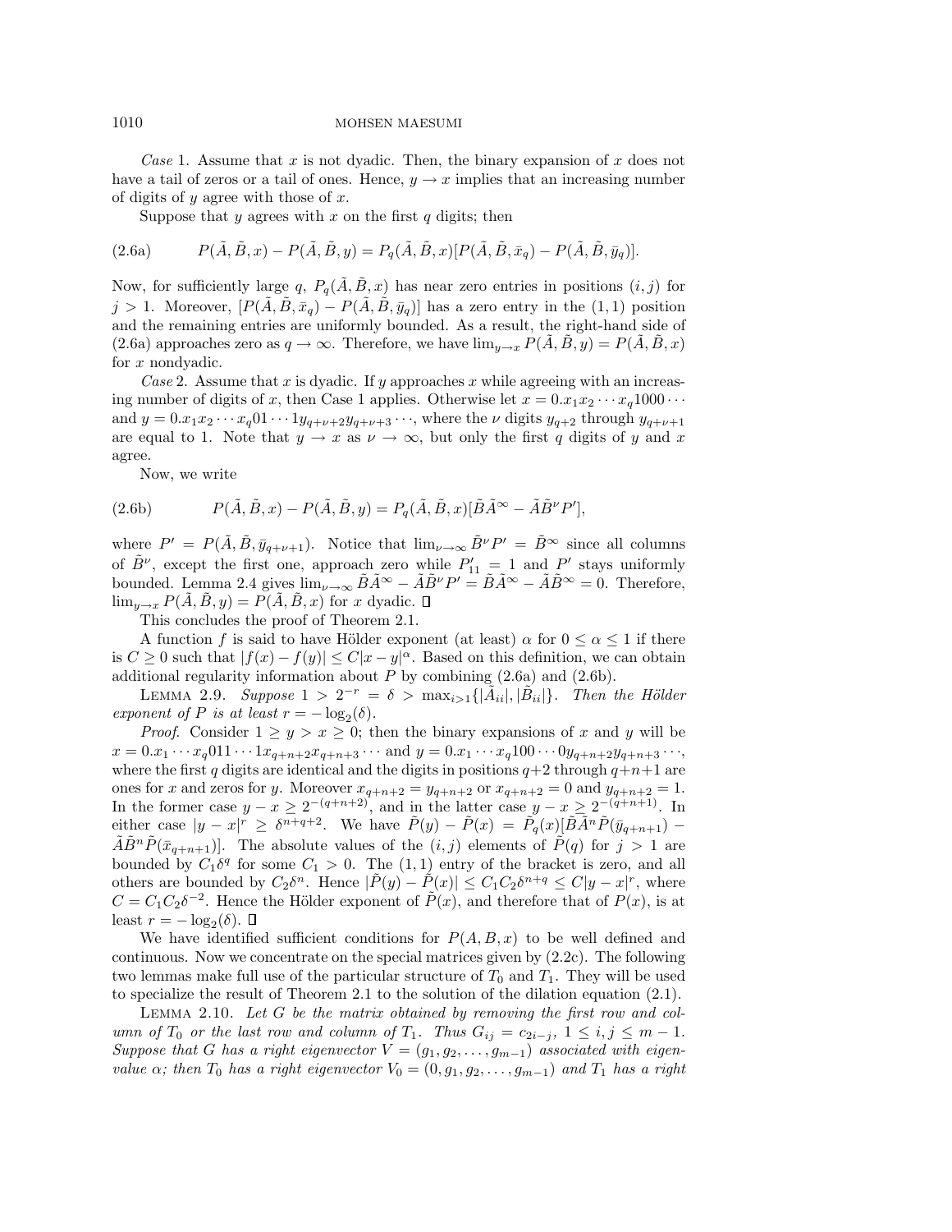*Case* 1. Assume that $x$ is not dyadic. Then, the binary expansion of $x$ does not have a tail of zeros or a tail of ones. Hence, $y \to x$ implies that an increasing number of digits of $y$ agree with those of $x$.

Suppose that $y$ agrees with $x$ on the first $q$ digits; then

$$P(\tilde{A}, \tilde{B}, x) - P(\tilde{A}, \tilde{B}, y) = P_q(\tilde{A}, \tilde{B}, x)[P(\tilde{A}, \tilde{B}, \bar{x}_q) - P(\tilde{A}, \tilde{B}, \bar{y}_q)]. \tag{2.6a}$$

Now, for sufficiently large $q$, $P_q(\tilde{A}, \tilde{B}, x)$ has near zero entries in positions $(i, j)$ for $j > 1$. Moreover, $[P(\tilde{A}, \tilde{B}, \bar{x}_q) - P(\tilde{A}, \tilde{B}, \bar{y}_q)]$ has a zero entry in the $(1, 1)$ position and the remaining entries are uniformly bounded. As a result, the right-hand side of (2.6a) approaches zero as $q \to \infty$. Therefore, we have $\lim_{y \to x} P(\tilde{A}, \tilde{B}, y) = P(\tilde{A}, \tilde{B}, x)$ for $x$ nondyadic.

*Case* 2. Assume that $x$ is dyadic. If $y$ approaches $x$ while agreeing with an increasing number of digits of $x$, then Case 1 applies. Otherwise let $x = 0.x_1x_2 \cdots x_q1000\cdots$ and $y = 0.x_1x_2\cdots x_q01\cdots 1y_{q+\nu+2}y_{q+\nu+3}\cdots$, where the $\nu$ digits $y_{q+2}$ through $y_{q+\nu+1}$ are equal to 1. Note that $y \to x$ as $\nu \to \infty$, but only the first $q$ digits of $y$ and $x$ agree.

Now, we write

$$P(\tilde{A}, \tilde{B}, x) - P(\tilde{A}, \tilde{B}, y) = P_q(\tilde{A}, \tilde{B}, x)[\tilde{B}\tilde{A}^{\infty} - \tilde{A}\tilde{B}^{\nu}P'], \tag{2.6b}$$

where $P' = P(\tilde{A}, \tilde{B}, \bar{y}_{q+\nu+1})$. Notice that $\lim_{\nu\to\infty} \tilde{B}^{\nu}P' = \tilde{B}^{\infty}$ since all columns of $\tilde{B}^{\nu}$, except the first one, approach zero while $P'_{11} = 1$ and $P'$ stays uniformly bounded. Lemma 2.4 gives $\lim_{\nu\to\infty} \tilde{B}\tilde{A}^{\infty} - \tilde{A}\tilde{B}^{\nu}P' = \tilde{B}\tilde{A}^{\infty} - \tilde{A}\tilde{B}^{\infty} = 0$. Therefore, $\lim_{y\to x} P(\tilde{A}, \tilde{B}, y) = P(\tilde{A}, \tilde{B}, x)$ for $x$ dyadic. $\square$

This concludes the proof of Theorem 2.1.

A function $f$ is said to have Hölder exponent (at least) $\alpha$ for $0 \le \alpha \le 1$ if there is $C \ge 0$ such that $|f(x) - f(y)| \le C|x - y|^{\alpha}$. Based on this definition, we can obtain additional regularity information about $P$ by combining (2.6a) and (2.6b).

LEMMA 2.9. *Suppose* $1 > 2^{-r} = \delta > \max_{i>1}\{|\tilde{A}_{ii}|, |\tilde{B}_{ii}|\}$. *Then the Hölder exponent of* $P$ *is at least* $r = -\log_2(\delta)$.

*Proof.* Consider $1 \ge y > x \ge 0$; then the binary expansions of $x$ and $y$ will be $x = 0.x_1\cdots x_q011\cdots 1x_{q+n+2}x_{q+n+3}\cdots$ and $y = 0.x_1\cdots x_q100\cdots 0y_{q+n+2}y_{q+n+3}\cdots$, where the first $q$ digits are identical and the digits in positions $q+2$ through $q+n+1$ are ones for $x$ and zeros for $y$. Moreover $x_{q+n+2} = y_{q+n+2}$ or $x_{q+n+2} = 0$ and $y_{q+n+2} = 1$. In the former case $y - x \ge 2^{-(q+n+2)}$, and in the latter case $y - x \ge 2^{-(q+n+1)}$. In either case $|y - x|^r \ge \delta^{n+q+2}$. We have $\tilde{P}(y) - \tilde{P}(x) = \tilde{P}_q(x)[\tilde{B}\tilde{A}^n\tilde{P}(\bar{y}_{q+n+1}) - \tilde{A}\tilde{B}^n\tilde{P}(\bar{x}_{q+n+1})]$. The absolute values of the $(i, j)$ elements of $\tilde{P}(q)$ for $j > 1$ are bounded by $C_1\delta^q$ for some $C_1 > 0$. The $(1, 1)$ entry of the bracket is zero, and all others are bounded by $C_2\delta^n$. Hence $|\tilde{P}(y) - \tilde{P}(x)| \le C_1C_2\delta^{n+q} \le C|y - x|^r$, where $C = C_1C_2\delta^{-2}$. Hence the Hölder exponent of $\tilde{P}(x)$, and therefore that of $P(x)$, is at least $r = -\log_2(\delta)$. $\square$

We have identified sufficient conditions for $P(A, B, x)$ to be well defined and continuous. Now we concentrate on the special matrices given by (2.2c). The following two lemmas make full use of the particular structure of $T_0$ and $T_1$. They will be used to specialize the result of Theorem 2.1 to the solution of the dilation equation (2.1).

LEMMA 2.10. *Let* $G$ *be the matrix obtained by removing the first row and column of* $T_0$ *or the last row and column of* $T_1$. *Thus* $G_{ij} = c_{2i-j}$, $1 \le i, j \le m - 1$. *Suppose that* $G$ *has a right eigenvector* $V = (g_1, g_2, \ldots, g_{m-1})$ *associated with eigenvalue* $\alpha$; *then* $T_0$ *has a right eigenvector* $V_0 = (0, g_1, g_2, \ldots, g_{m-1})$ *and* $T_1$ *has a right*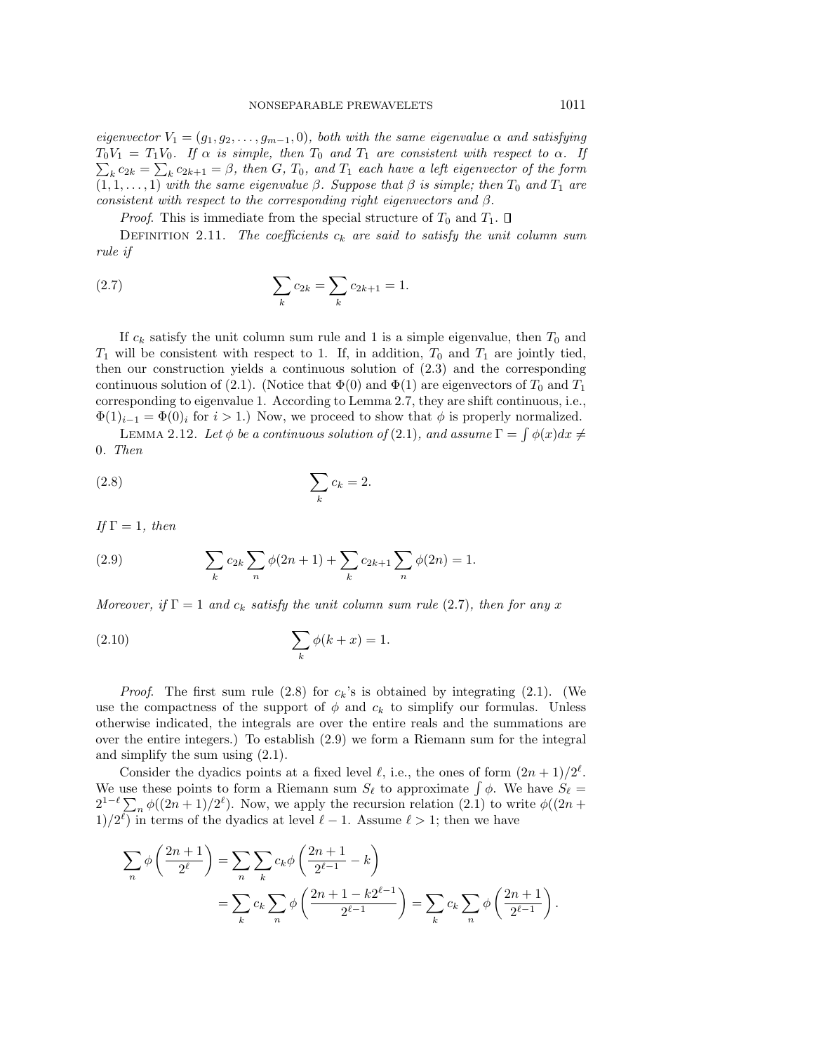*eigenvector* $V_1 = (g_1, g_2, \ldots, g_{m-1}, 0)$, *both with the same eigenvalue* $\alpha$ *and satisfying* $T_0 V_1 = T_1 V_0$. *If* $\alpha$ *is simple, then* $T_0$ *and* $T_1$ *are consistent with respect to* $\alpha$. *If* $\sum_k c_{2k} = \sum_k c_{2k+1} = \beta$, *then* $G$, $T_0$, *and* $T_1$ *each have a left eigenvector of the form* $(1, 1, \ldots, 1)$ *with the same eigenvalue* $\beta$. *Suppose that* $\beta$ *is simple; then* $T_0$ *and* $T_1$ *are consistent with respect to the corresponding right eigenvectors and* $\beta$.

*Proof*. This is immediate from the special structure of $T_0$ and $T_1$. □

Definition 2.11. *The coefficients* $c_k$ *are said to satisfy the unit column sum rule if*

$$\sum_k c_{2k} = \sum_k c_{2k+1} = 1. \tag{2.7}$$

If $c_k$ satisfy the unit column sum rule and 1 is a simple eigenvalue, then $T_0$ and $T_1$ will be consistent with respect to 1. If, in addition, $T_0$ and $T_1$ are jointly tied, then our construction yields a continuous solution of (2.3) and the corresponding continuous solution of (2.1). (Notice that $\Phi(0)$ and $\Phi(1)$ are eigenvectors of $T_0$ and $T_1$ corresponding to eigenvalue 1. According to Lemma 2.7, they are shift continuous, i.e., $\Phi(1)_{i-1} = \Phi(0)_i$ for $i > 1$.) Now, we proceed to show that $\phi$ is properly normalized.

Lemma 2.12. *Let* $\phi$ *be a continuous solution of* (2.1), *and assume* $\Gamma = \int \phi(x)dx \neq 0$. *Then*

$$\sum_k c_k = 2. \tag{2.8}$$

*If* $\Gamma = 1$, *then*

$$\sum_k c_{2k} \sum_n \phi(2n+1) + \sum_k c_{2k+1} \sum_n \phi(2n) = 1. \tag{2.9}$$

*Moreover, if* $\Gamma = 1$ *and* $c_k$ *satisfy the unit column sum rule* (2.7), *then for any* $x$

$$\sum_k \phi(k + x) = 1. \tag{2.10}$$

*Proof*. The first sum rule (2.8) for $c_k$'s is obtained by integrating (2.1). (We use the compactness of the support of $\phi$ and $c_k$ to simplify our formulas. Unless otherwise indicated, the integrals are over the entire reals and the summations are over the entire integers.) To establish (2.9) we form a Riemann sum for the integral and simplify the sum using (2.1).

Consider the dyadics points at a fixed level $\ell$, i.e., the ones of form $(2n+1)/2^\ell$. We use these points to form a Riemann sum $S_\ell$ to approximate $\int \phi$. We have $S_\ell = 2^{1-\ell} \sum_n \phi((2n+1)/2^\ell)$. Now, we apply the recursion relation (2.1) to write $\phi((2n+1)/2^\ell)$ in terms of the dyadics at level $\ell - 1$. Assume $\ell > 1$; then we have

$$\begin{aligned}
\sum_n \phi\left(\frac{2n+1}{2^\ell}\right) &= \sum_n \sum_k c_k \phi\left(\frac{2n+1}{2^{\ell-1}} - k\right) \\
&= \sum_k c_k \sum_n \phi\left(\frac{2n+1-k2^{\ell-1}}{2^{\ell-1}}\right) = \sum_k c_k \sum_n \phi\left(\frac{2n+1}{2^{\ell-1}}\right).
\end{aligned}$$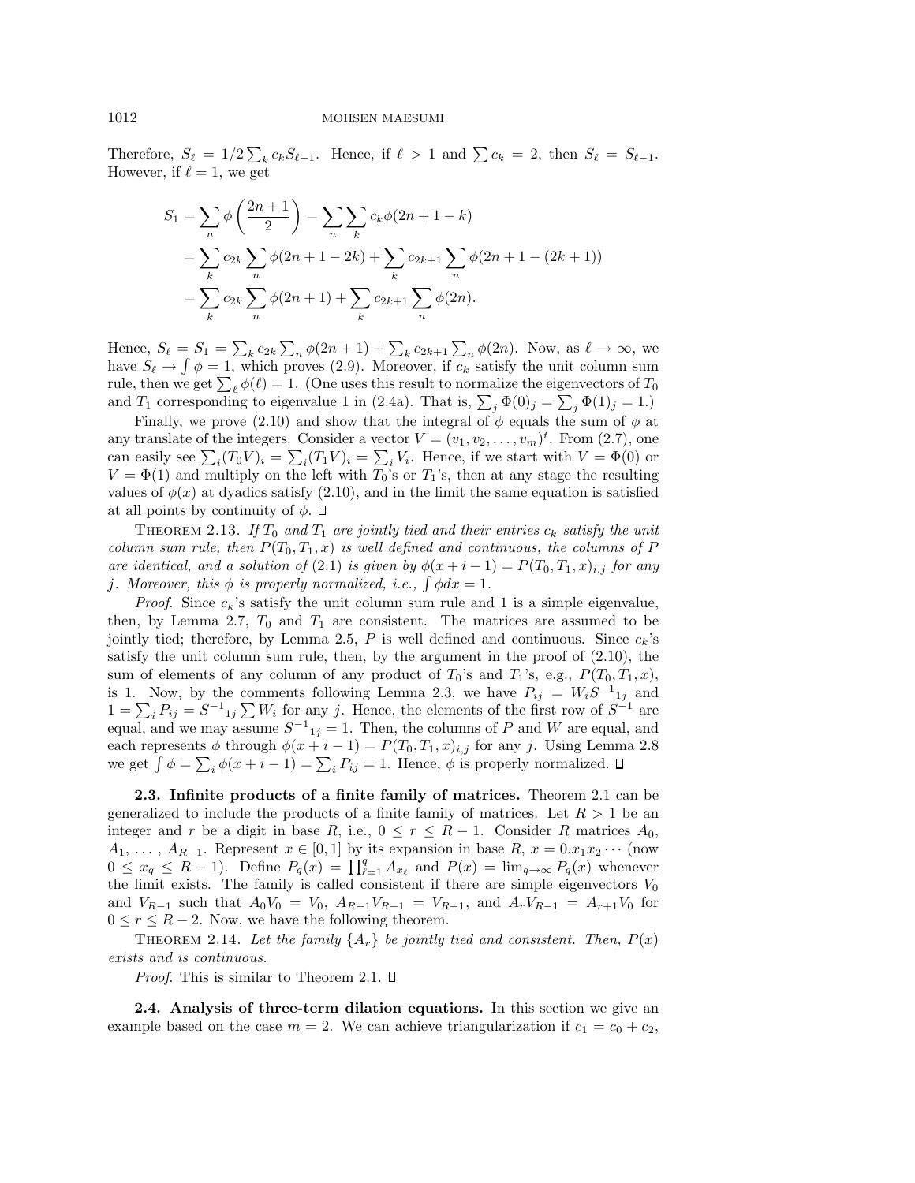Therefore, $S_\ell = 1/2 \sum_k c_k S_{\ell-1}$. Hence, if $\ell > 1$ and $\sum c_k = 2$, then $S_\ell = S_{\ell-1}$. However, if $\ell = 1$, we get

$$
\begin{aligned}
S_1 &= \sum_n \phi\left(\frac{2n+1}{2}\right) = \sum_n \sum_k c_k \phi(2n+1-k) \\
&= \sum_k c_{2k} \sum_n \phi(2n+1-2k) + \sum_k c_{2k+1} \sum_n \phi(2n+1-(2k+1)) \\
&= \sum_k c_{2k} \sum_n \phi(2n+1) + \sum_k c_{2k+1} \sum_n \phi(2n).
\end{aligned}
$$

Hence, $S_\ell = S_1 = \sum_k c_{2k} \sum_n \phi(2n+1) + \sum_k c_{2k+1} \sum_n \phi(2n)$. Now, as $\ell \to \infty$, we have $S_\ell \to \int \phi = 1$, which proves (2.9). Moreover, if $c_k$ satisfy the unit column sum rule, then we get $\sum_\ell \phi(\ell) = 1$. (One uses this result to normalize the eigenvectors of $T_0$ and $T_1$ corresponding to eigenvalue 1 in (2.4a). That is, $\sum_j \Phi(0)_j = \sum_j \Phi(1)_j = 1$.)

Finally, we prove (2.10) and show that the integral of $\phi$ equals the sum of $\phi$ at any translate of the integers. Consider a vector $V = (v_1, v_2, \ldots, v_m)^t$. From (2.7), one can easily see $\sum_i (T_0 V)_i = \sum_i (T_1 V)_i = \sum_i V_i$. Hence, if we start with $V = \Phi(0)$ or $V = \Phi(1)$ and multiply on the left with $T_0$'s or $T_1$'s, then at any stage the resulting values of $\phi(x)$ at dyadics satisfy (2.10), and in the limit the same equation is satisfied at all points by continuity of $\phi$. $\square$

THEOREM 2.13. *If $T_0$ and $T_1$ are jointly tied and their entries $c_k$ satisfy the unit column sum rule, then $P(T_0, T_1, x)$ is well defined and continuous, the columns of $P$ are identical, and a solution of* (2.1) *is given by $\phi(x+i-1) = P(T_0, T_1, x)_{i,j}$ for any $j$. Moreover, this $\phi$ is properly normalized, i.e., $\int \phi dx = 1$.*

*Proof.* Since $c_k$'s satisfy the unit column sum rule and 1 is a simple eigenvalue, then, by Lemma 2.7, $T_0$ and $T_1$ are consistent. The matrices are assumed to be jointly tied; therefore, by Lemma 2.5, $P$ is well defined and continuous. Since $c_k$'s satisfy the unit column sum rule, then, by the argument in the proof of (2.10), the sum of elements of any column of any product of $T_0$'s and $T_1$'s, e.g., $P(T_0, T_1, x)$, is 1. Now, by the comments following Lemma 2.3, we have $P_{ij} = W_i {S^{-1}}_{1j}$ and $1 = \sum_i P_{ij} = {S^{-1}}_{1j} \sum W_i$ for any $j$. Hence, the elements of the first row of $S^{-1}$ are equal, and we may assume ${S^{-1}}_{1j} = 1$. Then, the columns of $P$ and $W$ are equal, and each represents $\phi$ through $\phi(x+i-1) = P(T_0, T_1, x)_{i,j}$ for any $j$. Using Lemma 2.8 we get $\int \phi = \sum_i \phi(x+i-1) = \sum_i P_{ij} = 1$. Hence, $\phi$ is properly normalized. $\square$

**2.3. Infinite products of a finite family of matrices.** Theorem 2.1 can be generalized to include the products of a finite family of matrices. Let $R > 1$ be an integer and $r$ be a digit in base $R$, i.e., $0 \le r \le R-1$. Consider $R$ matrices $A_0$, $A_1, \ldots, A_{R-1}$. Represent $x \in [0,1]$ by its expansion in base $R$, $x = 0.x_1 x_2 \cdots$ (now $0 \le x_q \le R-1$). Define $P_q(x) = \prod_{\ell=1}^{q} A_{x_\ell}$ and $P(x) = \lim_{q\to\infty} P_q(x)$ whenever the limit exists. The family is called consistent if there are simple eigenvectors $V_0$ and $V_{R-1}$ such that $A_0 V_0 = V_0$, $A_{R-1} V_{R-1} = V_{R-1}$, and $A_r V_{R-1} = A_{r+1} V_0$ for $0 \le r \le R-2$. Now, we have the following theorem.

THEOREM 2.14. *Let the family $\{A_r\}$ be jointly tied and consistent. Then, $P(x)$ exists and is continuous.*

*Proof.* This is similar to Theorem 2.1. $\square$

**2.4. Analysis of three-term dilation equations.** In this section we give an example based on the case $m = 2$. We can achieve triangularization if $c_1 = c_0 + c_2$,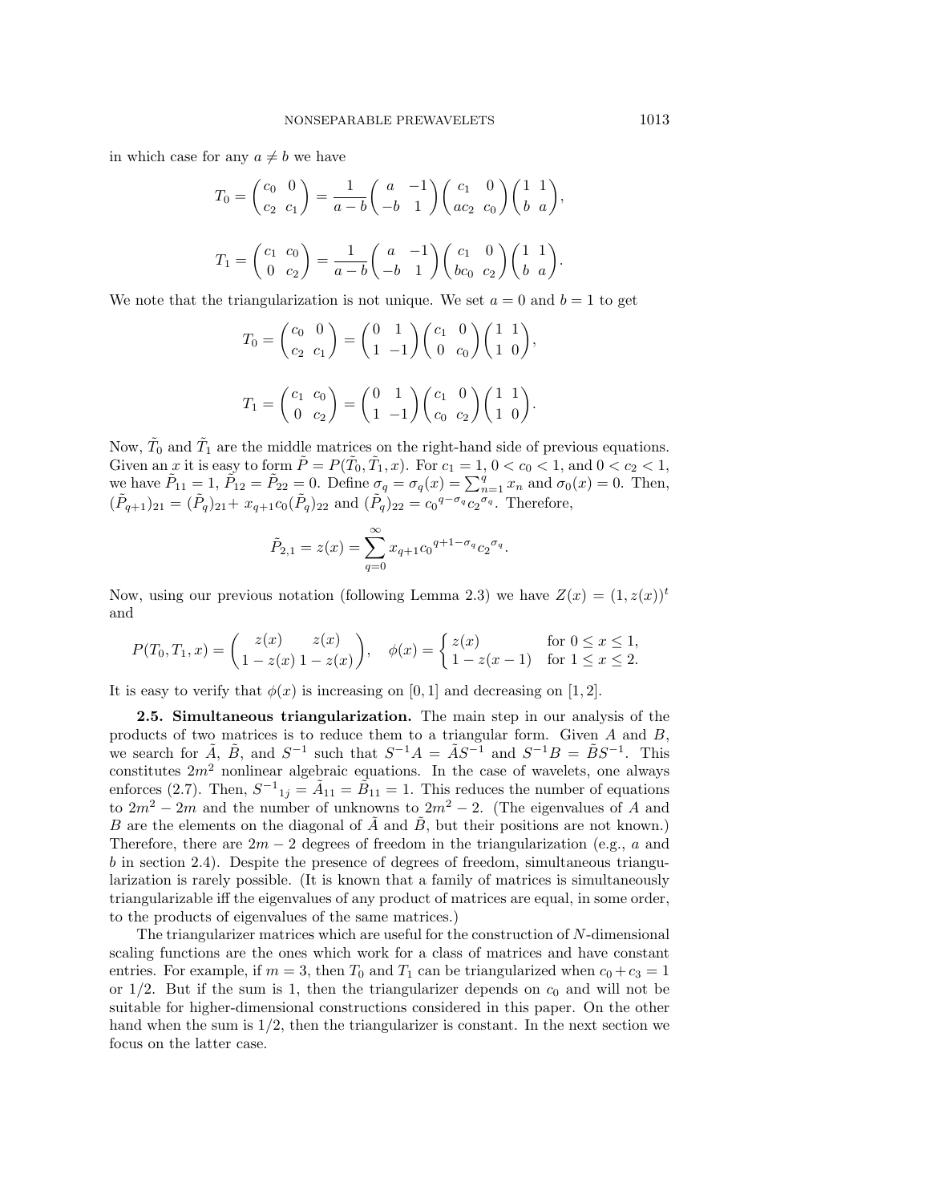in which case for any $a \neq b$ we have

$$T_0 = \begin{pmatrix} c_0 & 0 \\ c_2 & c_1 \end{pmatrix} = \frac{1}{a-b} \begin{pmatrix} a & -1 \\ -b & 1 \end{pmatrix} \begin{pmatrix} c_1 & 0 \\ ac_2 & c_0 \end{pmatrix} \begin{pmatrix} 1 & 1 \\ b & a \end{pmatrix},$$

$$T_1 = \begin{pmatrix} c_1 & c_0 \\ 0 & c_2 \end{pmatrix} = \frac{1}{a-b} \begin{pmatrix} a & -1 \\ -b & 1 \end{pmatrix} \begin{pmatrix} c_1 & 0 \\ bc_0 & c_2 \end{pmatrix} \begin{pmatrix} 1 & 1 \\ b & a \end{pmatrix}.$$

We note that the triangularization is not unique. We set $a = 0$ and $b = 1$ to get

$$T_0 = \begin{pmatrix} c_0 & 0 \\ c_2 & c_1 \end{pmatrix} = \begin{pmatrix} 0 & 1 \\ 1 & -1 \end{pmatrix} \begin{pmatrix} c_1 & 0 \\ 0 & c_0 \end{pmatrix} \begin{pmatrix} 1 & 1 \\ 1 & 0 \end{pmatrix},$$

$$T_1 = \begin{pmatrix} c_1 & c_0 \\ 0 & c_2 \end{pmatrix} = \begin{pmatrix} 0 & 1 \\ 1 & -1 \end{pmatrix} \begin{pmatrix} c_1 & 0 \\ c_0 & c_2 \end{pmatrix} \begin{pmatrix} 1 & 1 \\ 1 & 0 \end{pmatrix}.$$

Now, $\tilde{T}_0$ and $\tilde{T}_1$ are the middle matrices on the right-hand side of previous equations. Given an $x$ it is easy to form $\tilde{P} = P(\tilde{T}_0, \tilde{T}_1, x)$. For $c_1 = 1$, $0 < c_0 < 1$, and $0 < c_2 < 1$, we have $\tilde{P}_{11} = 1$, $\tilde{P}_{12} = \tilde{P}_{22} = 0$. Define $\sigma_q = \sigma_q(x) = \sum_{n=1}^{q} x_n$ and $\sigma_0(x) = 0$. Then, $(\tilde{P}_{q+1})_{21} = (\tilde{P}_q)_{21} + x_{q+1} c_0 (\tilde{P}_q)_{22}$ and $(\tilde{P}_q)_{22} = {c_0}^{q-\sigma_q} {c_2}^{\sigma_q}$. Therefore,

$$\tilde{P}_{2,1} = z(x) = \sum_{q=0}^{\infty} x_{q+1} {c_0}^{q+1-\sigma_q} {c_2}^{\sigma_q}.$$

Now, using our previous notation (following Lemma 2.3) we have $Z(x) = (1, z(x))^t$ and

$$P(T_0, T_1, x) = \begin{pmatrix} z(x) & z(x) \\ 1 - z(x) & 1 - z(x) \end{pmatrix}, \quad \phi(x) = \begin{cases} z(x) & \text{for } 0 \le x \le 1, \\ 1 - z(x-1) & \text{for } 1 \le x \le 2. \end{cases}$$

It is easy to verify that $\phi(x)$ is increasing on $[0, 1]$ and decreasing on $[1, 2]$.

**2.5. Simultaneous triangularization.** The main step in our analysis of the products of two matrices is to reduce them to a triangular form. Given $A$ and $B$, we search for $\tilde{A}$, $\tilde{B}$, and $S^{-1}$ such that $S^{-1}A = \tilde{A}S^{-1}$ and $S^{-1}B = \tilde{B}S^{-1}$. This constitutes $2m^2$ nonlinear algebraic equations. In the case of wavelets, one always enforces (2.7). Then, ${S^{-1}}_{1j} = \tilde{A}_{11} = \tilde{B}_{11} = 1$. This reduces the number of equations to $2m^2 - 2m$ and the number of unknowns to $2m^2 - 2$. (The eigenvalues of $A$ and $B$ are the elements on the diagonal of $\tilde{A}$ and $\tilde{B}$, but their positions are not known.) Therefore, there are $2m - 2$ degrees of freedom in the triangularization (e.g., $a$ and $b$ in section 2.4). Despite the presence of degrees of freedom, simultaneous triangularization is rarely possible. (It is known that a family of matrices is simultaneously triangularizable iff the eigenvalues of any product of matrices are equal, in some order, to the products of eigenvalues of the same matrices.)

The triangularizer matrices which are useful for the construction of $N$-dimensional scaling functions are the ones which work for a class of matrices and have constant entries. For example, if $m = 3$, then $T_0$ and $T_1$ can be triangularized when $c_0 + c_3 = 1$ or $1/2$. But if the sum is 1, then the triangularizer depends on $c_0$ and will not be suitable for higher-dimensional constructions considered in this paper. On the other hand when the sum is $1/2$, then the triangularizer is constant. In the next section we focus on the latter case.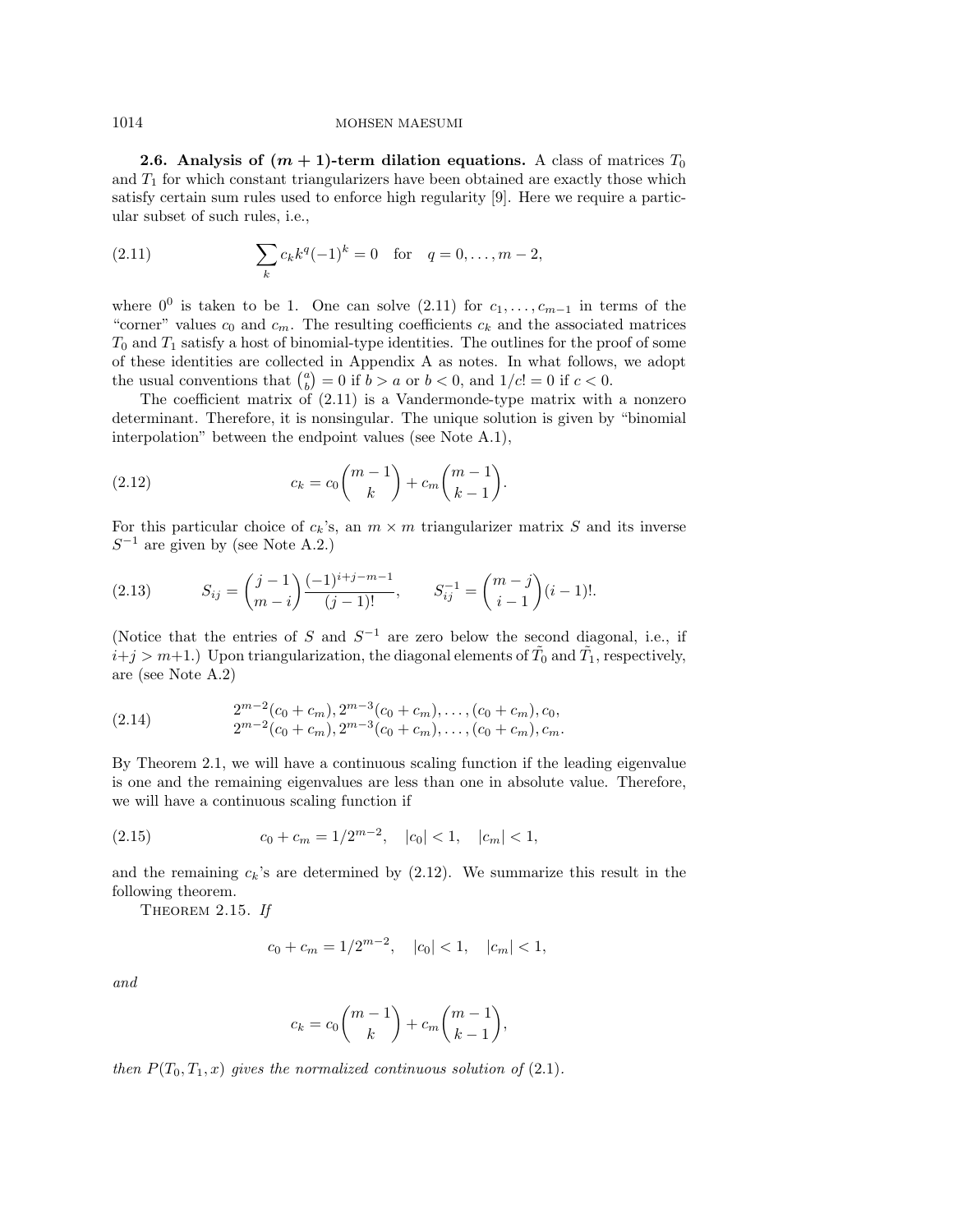**2.6. Analysis of $(m+1)$-term dilation equations.** A class of matrices $T_0$ and $T_1$ for which constant triangularizers have been obtained are exactly those which satisfy certain sum rules used to enforce high regularity [9]. Here we require a particular subset of such rules, i.e.,

$$\sum_k c_k k^q (-1)^k = 0 \quad \text{for} \quad q = 0, \ldots, m-2, \tag{2.11}$$

where $0^0$ is taken to be 1. One can solve (2.11) for $c_1, \ldots, c_{m-1}$ in terms of the "corner" values $c_0$ and $c_m$. The resulting coefficients $c_k$ and the associated matrices $T_0$ and $T_1$ satisfy a host of binomial-type identities. The outlines for the proof of some of these identities are collected in Appendix A as notes. In what follows, we adopt the usual conventions that $\binom{a}{b} = 0$ if $b > a$ or $b < 0$, and $1/c! = 0$ if $c < 0$.

The coefficient matrix of (2.11) is a Vandermonde-type matrix with a nonzero determinant. Therefore, it is nonsingular. The unique solution is given by "binomial interpolation" between the endpoint values (see Note A.1),

$$c_k = c_0 \binom{m-1}{k} + c_m \binom{m-1}{k-1}. \tag{2.12}$$

For this particular choice of $c_k$'s, an $m \times m$ triangularizer matrix $S$ and its inverse $S^{-1}$ are given by (see Note A.2.)

$$S_{ij} = \binom{j-1}{m-i} \frac{(-1)^{i+j-m-1}}{(j-1)!}, \qquad S^{-1}_{ij} = \binom{m-j}{i-1}(i-1)!. \tag{2.13}$$

(Notice that the entries of $S$ and $S^{-1}$ are zero below the second diagonal, i.e., if $i+j > m+1$.) Upon triangularization, the diagonal elements of $\tilde{T}_0$ and $\tilde{T}_1$, respectively, are (see Note A.2)

$$\begin{aligned} &2^{m-2}(c_0 + c_m), 2^{m-3}(c_0 + c_m), \ldots, (c_0 + c_m), c_0, \\ &2^{m-2}(c_0 + c_m), 2^{m-3}(c_0 + c_m), \ldots, (c_0 + c_m), c_m. \end{aligned} \tag{2.14}$$

By Theorem 2.1, we will have a continuous scaling function if the leading eigenvalue is one and the remaining eigenvalues are less than one in absolute value. Therefore, we will have a continuous scaling function if

$$c_0 + c_m = 1/2^{m-2}, \quad |c_0| < 1, \quad |c_m| < 1, \tag{2.15}$$

and the remaining $c_k$'s are determined by (2.12). We summarize this result in the following theorem.

THEOREM 2.15. *If*

$$c_0 + c_m = 1/2^{m-2}, \quad |c_0| < 1, \quad |c_m| < 1,$$

*and*

$$c_k = c_0 \binom{m-1}{k} + c_m \binom{m-1}{k-1},$$

*then* $P(T_0, T_1, x)$ *gives the normalized continuous solution of* (2.1).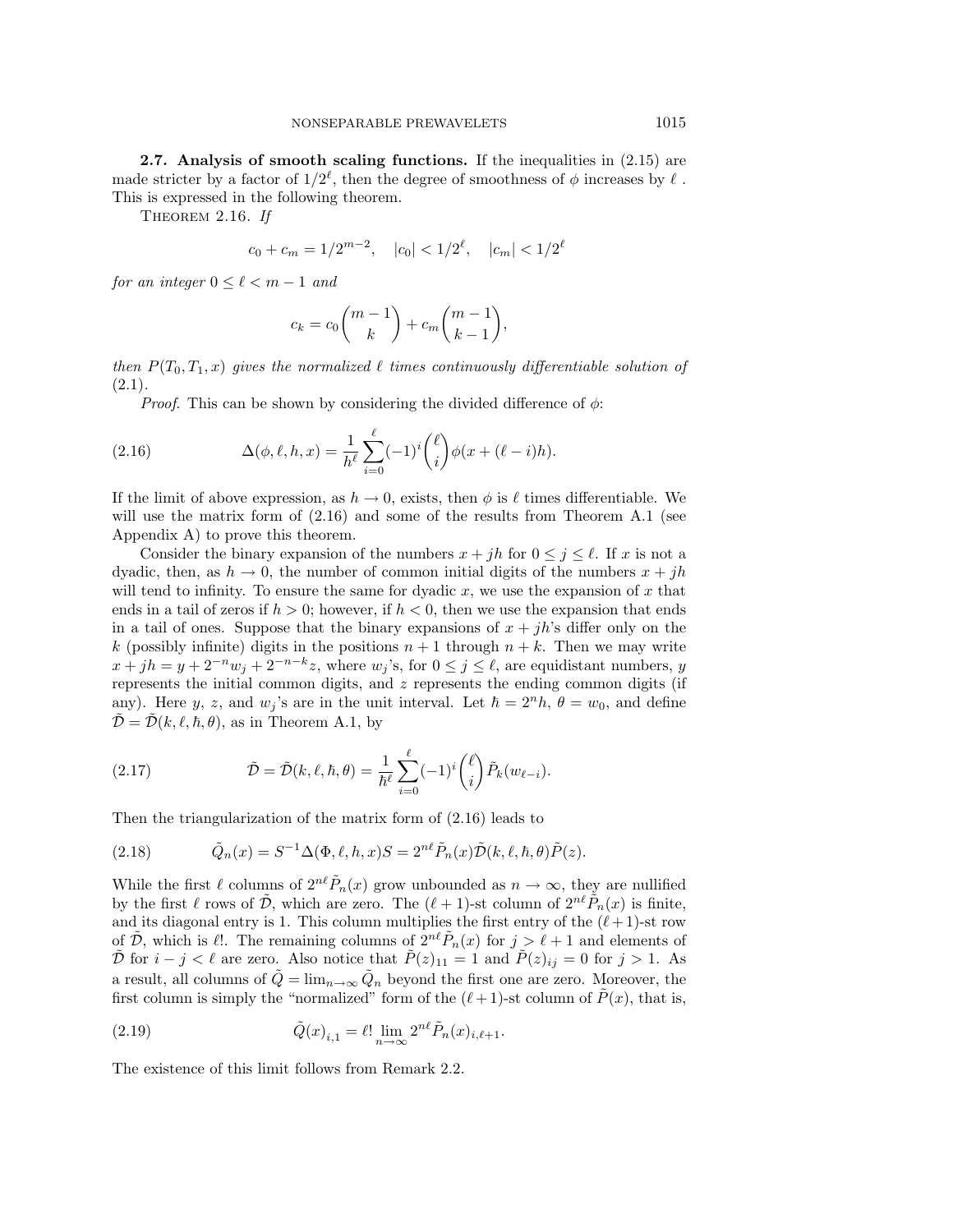### 2.7. Analysis of smooth scaling functions.

If the inequalities in (2.15) are made stricter by a factor of $1/2^\ell$, then the degree of smoothness of $\phi$ increases by $\ell$. This is expressed in the following theorem.

THEOREM 2.16. *If*

$$c_0 + c_m = 1/2^{m-2}, \quad |c_0| < 1/2^\ell, \quad |c_m| < 1/2^\ell$$

*for an integer* $0 \leq \ell < m-1$ *and*

$$c_k = c_0 \binom{m-1}{k} + c_m \binom{m-1}{k-1},$$

*then* $P(T_0, T_1, x)$ *gives the normalized* $\ell$ *times continuously differentiable solution of* (2.1).

*Proof.* This can be shown by considering the divided difference of $\phi$:

$$\Delta(\phi, \ell, h, x) = \frac{1}{h^\ell} \sum_{i=0}^{\ell} (-1)^i \binom{\ell}{i} \phi(x + (\ell - i)h). \tag{2.16}$$

If the limit of above expression, as $h \to 0$, exists, then $\phi$ is $\ell$ times differentiable. We will use the matrix form of (2.16) and some of the results from Theorem A.1 (see Appendix A) to prove this theorem.

Consider the binary expansion of the numbers $x + jh$ for $0 \leq j \leq \ell$. If $x$ is not a dyadic, then, as $h \to 0$, the number of common initial digits of the numbers $x + jh$ will tend to infinity. To ensure the same for dyadic $x$, we use the expansion of $x$ that ends in a tail of zeros if $h > 0$; however, if $h < 0$, then we use the expansion that ends in a tail of ones. Suppose that the binary expansions of $x + jh$'s differ only on the $k$ (possibly infinite) digits in the positions $n+1$ through $n+k$. Then we may write $x + jh = y + 2^{-n} w_j + 2^{-n-k} z$, where $w_j$'s, for $0 \leq j \leq \ell$, are equidistant numbers, $y$ represents the initial common digits, and $z$ represents the ending common digits (if any). Here $y$, $z$, and $w_j$'s are in the unit interval. Let $\hbar = 2^n h$, $\theta = w_0$, and define $\tilde{\mathcal{D}} = \tilde{\mathcal{D}}(k, \ell, \hbar, \theta)$, as in Theorem A.1, by

$$\tilde{\mathcal{D}} = \tilde{\mathcal{D}}(k, \ell, \hbar, \theta) = \frac{1}{\hbar^\ell} \sum_{i=0}^{\ell} (-1)^i \binom{\ell}{i} \tilde{P}_k(w_{\ell - i}). \tag{2.17}$$

Then the triangularization of the matrix form of (2.16) leads to

$$\tilde{Q}_n(x) = S^{-1} \Delta(\Phi, \ell, h, x) S = 2^{n\ell} \tilde{P}_n(x) \tilde{\mathcal{D}}(k, \ell, \hbar, \theta) \tilde{P}(z). \tag{2.18}$$

While the first $\ell$ columns of $2^{n\ell} \tilde{P}_n(x)$ grow unbounded as $n \to \infty$, they are nullified by the first $\ell$ rows of $\tilde{\mathcal{D}}$, which are zero. The $(\ell+1)$-st column of $2^{n\ell} \tilde{P}_n(x)$ is finite, and its diagonal entry is 1. This column multiplies the first entry of the $(\ell+1)$-st row of $\tilde{\mathcal{D}}$, which is $\ell!$. The remaining columns of $2^{n\ell} \tilde{P}_n(x)$ for $j > \ell + 1$ and elements of $\tilde{\mathcal{D}}$ for $i - j < \ell$ are zero. Also notice that $\tilde{P}(z)_{11} = 1$ and $\tilde{P}(z)_{ij} = 0$ for $j > 1$. As a result, all columns of $\tilde{Q} = \lim_{n \to \infty} \tilde{Q}_n$ beyond the first one are zero. Moreover, the first column is simply the "normalized" form of the $(\ell+1)$-st column of $\tilde{P}(x)$, that is,

$$\tilde{Q}(x)_{i,1} = \ell! \lim_{n \to \infty} 2^{n\ell} \tilde{P}_n(x)_{i, \ell+1}. \tag{2.19}$$

The existence of this limit follows from Remark 2.2.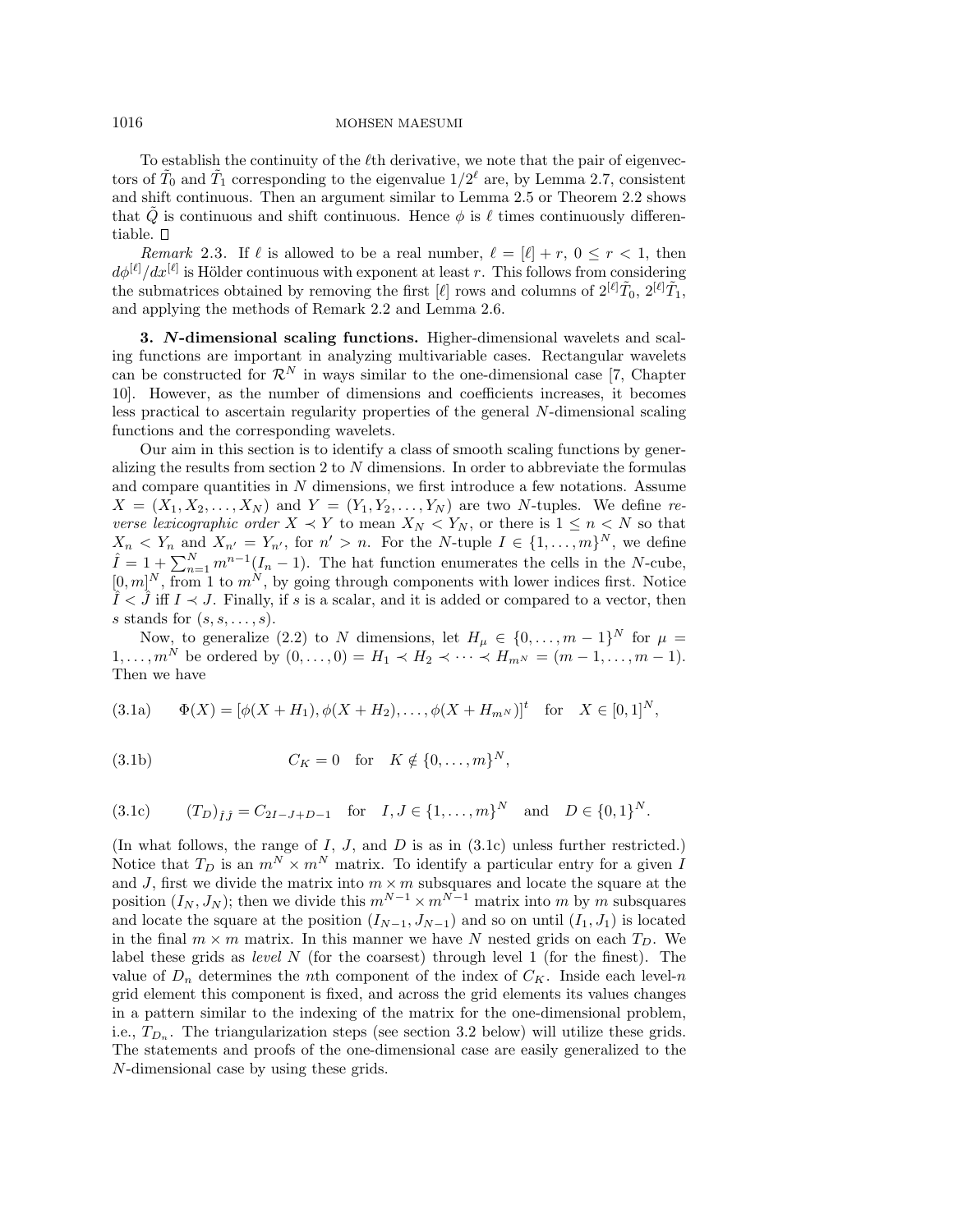To establish the continuity of the $\ell$th derivative, we note that the pair of eigenvectors of $\tilde{T}_0$ and $\tilde{T}_1$ corresponding to the eigenvalue $1/2^\ell$ are, by Lemma 2.7, consistent and shift continuous. Then an argument similar to Lemma 2.5 or Theorem 2.2 shows that $\tilde{Q}$ is continuous and shift continuous. Hence $\phi$ is $\ell$ times continuously differentiable. □

*Remark* 2.3. If $\ell$ is allowed to be a real number, $\ell = [\ell] + r$, $0 \le r < 1$, then $d\phi^{[\ell]}/dx^{[\ell]}$ is Hölder continuous with exponent at least $r$. This follows from considering the submatrices obtained by removing the first $[\ell]$ rows and columns of $2^{[\ell]}\tilde{T}_0$, $2^{[\ell]}\tilde{T}_1$, and applying the methods of Remark 2.2 and Lemma 2.6.

**3. *N*-dimensional scaling functions.** Higher-dimensional wavelets and scaling functions are important in analyzing multivariable cases. Rectangular wavelets can be constructed for $\mathcal{R}^N$ in ways similar to the one-dimensional case [7, Chapter 10]. However, as the number of dimensions and coefficients increases, it becomes less practical to ascertain regularity properties of the general $N$-dimensional scaling functions and the corresponding wavelets.

Our aim in this section is to identify a class of smooth scaling functions by generalizing the results from section 2 to $N$ dimensions. In order to abbreviate the formulas and compare quantities in $N$ dimensions, we first introduce a few notations. Assume $X = (X_1, X_2, \dots, X_N)$ and $Y = (Y_1, Y_2, \dots, Y_N)$ are two $N$-tuples. We define *reverse lexicographic order* $X \prec Y$ to mean $X_N < Y_N$, or there is $1 \le n < N$ so that $X_n < Y_n$ and $X_{n'} = Y_{n'}$, for $n' > n$. For the $N$-tuple $I \in \{1, \dots, m\}^N$, we define $\hat{I} = 1 + \sum_{n=1}^{N} m^{n-1}(I_n - 1)$. The hat function enumerates the cells in the $N$-cube, $[0, m]^N$, from 1 to $m^N$, by going through components with lower indices first. Notice $\hat{I} < \hat{J}$ iff $I \prec J$. Finally, if $s$ is a scalar, and it is added or compared to a vector, then $s$ stands for $(s, s, \dots, s)$.

Now, to generalize (2.2) to $N$ dimensions, let $H_\mu \in \{0, \dots, m-1\}^N$ for $\mu = 1, \dots, m^N$ be ordered by $(0, \dots, 0) = H_1 \prec H_2 \prec \cdots \prec H_{m^N} = (m-1, \dots, m-1)$. Then we have

$$\Phi(X) = [\phi(X + H_1), \phi(X + H_2), \dots, \phi(X + H_{m^N})]^t \quad \text{for} \quad X \in [0,1]^N, \tag{3.1a}$$

$$C_K = 0 \quad \text{for} \quad K \notin \{0, \dots, m\}^N, \tag{3.1b}$$

$$(T_D)_{\hat{I}\hat{J}} = C_{2I-J+D-1} \quad \text{for} \quad I, J \in \{1, \dots, m\}^N \quad \text{and} \quad D \in \{0,1\}^N. \tag{3.1c}$$

(In what follows, the range of $I$, $J$, and $D$ is as in (3.1c) unless further restricted.) Notice that $T_D$ is an $m^N \times m^N$ matrix. To identify a particular entry for a given $I$ and $J$, first we divide the matrix into $m \times m$ subsquares and locate the square at the position $(I_N, J_N)$; then we divide this $m^{N-1} \times m^{N-1}$ matrix into $m$ by $m$ subsquares and locate the square at the position $(I_{N-1}, J_{N-1})$ and so on until $(I_1, J_1)$ is located in the final $m \times m$ matrix. In this manner we have $N$ nested grids on each $T_D$. We label these grids as *level* $N$ (for the coarsest) through level 1 (for the finest). The value of $D_n$ determines the $n$th component of the index of $C_K$. Inside each level-$n$ grid element this component is fixed, and across the grid elements its values changes in a pattern similar to the indexing of the matrix for the one-dimensional problem, i.e., $T_{D_n}$. The triangularization steps (see section 3.2 below) will utilize these grids. The statements and proofs of the one-dimensional case are easily generalized to the $N$-dimensional case by using these grids.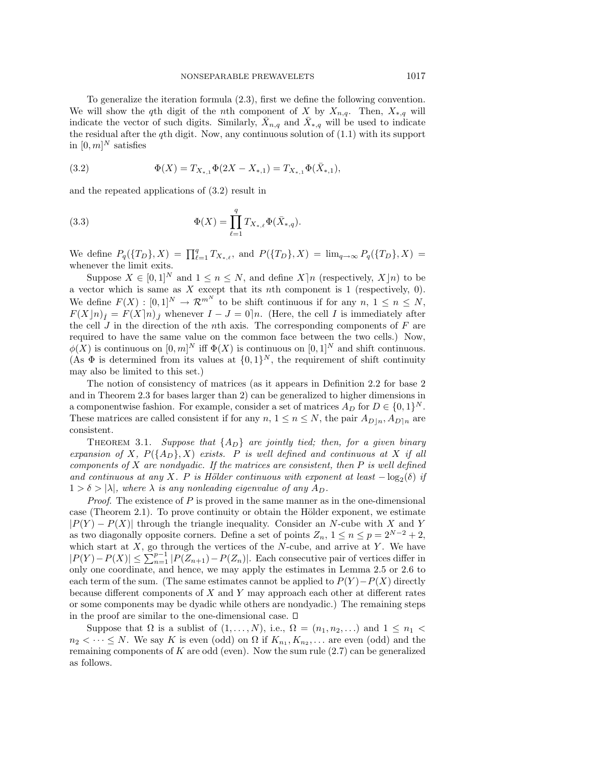To generalize the iteration formula (2.3), first we define the following convention. We will show the $q$th digit of the $n$th component of $X$ by $X_{n,q}$. Then, $X_{*,q}$ will indicate the vector of such digits. Similarly, $\bar{X}_{n,q}$ and $\bar{X}_{*,q}$ will be used to indicate the residual after the $q$th digit. Now, any continuous solution of (1.1) with its support in $[0, m]^N$ satisfies

$$\Phi(X) = T_{X_{*,1}} \Phi(2X - X_{*,1}) = T_{X_{*,1}} \Phi(\bar{X}_{*,1}), \tag{3.2}$$

and the repeated applications of (3.2) result in

$$\Phi(X) = \prod_{\ell=1}^{q} T_{X_{*,\ell}} \Phi(\bar{X}_{*,q}). \tag{3.3}$$

We define $P_q(\{T_D\}, X) = \prod_{\ell=1}^{q} T_{X_{*,\ell}}$, and $P(\{T_D\}, X) = \lim_{q\to\infty} P_q(\{T_D\}, X) =$ whenever the limit exits.

Suppose $X \in [0, 1]^N$ and $1 \le n \le N$, and define $X\rceil n$ (respectively, $X\rfloor n$) to be a vector which is same as $X$ except that its $n$th component is 1 (respectively, 0). We define $F(X) : [0, 1]^N \to \mathcal{R}^{m^N}$ to be shift continuous if for any $n$, $1 \le n \le N$, $F(X\rfloor n)_{\hat{I}} = F(X\rceil n)_{\hat{J}}$ whenever $I - J = 0\rceil n$. (Here, the cell $I$ is immediately after the cell $J$ in the direction of the $n$th axis. The corresponding components of $F$ are required to have the same value on the common face between the two cells.) Now, $\phi(X)$ is continuous on $[0, m]^N$ iff $\Phi(X)$ is continuous on $[0, 1]^N$ and shift continuous. (As $\Phi$ is determined from its values at $\{0, 1\}^N$, the requirement of shift continuity may also be limited to this set.)

The notion of consistency of matrices (as it appears in Definition 2.2 for base 2 and in Theorem 2.3 for bases larger than 2) can be generalized to higher dimensions in a componentwise fashion. For example, consider a set of matrices $A_D$ for $D \in \{0, 1\}^N$. These matrices are called consistent if for any $n$, $1 \le n \le N$, the pair $A_{D\rfloor n}, A_{D\rceil n}$ are consistent.

Theorem 3.1. *Suppose that $\{A_D\}$ are jointly tied; then, for a given binary expansion of $X$, $P(\{A_D\}, X)$ exists. $P$ is well defined and continuous at $X$ if all components of $X$ are nondyadic. If the matrices are consistent, then $P$ is well defined and continuous at any $X$. $P$ is Hölder continuous with exponent at least $-\log_2(\delta)$ if $1 > \delta > |\lambda|$, where $\lambda$ is any nonleading eigenvalue of any $A_D$.*

*Proof*. The existence of $P$ is proved in the same manner as in the one-dimensional case (Theorem 2.1). To prove continuity or obtain the Hölder exponent, we estimate $|P(Y) - P(X)|$ through the triangle inequality. Consider an $N$-cube with $X$ and $Y$ as two diagonally opposite corners. Define a set of points $Z_n$, $1 \le n \le p = 2^{N-2} + 2$, which start at $X$, go through the vertices of the $N$-cube, and arrive at $Y$. We have $|P(Y) - P(X)| \le \sum_{n=1}^{p-1} |P(Z_{n+1}) - P(Z_n)|$. Each consecutive pair of vertices differ in only one coordinate, and hence, we may apply the estimates in Lemma 2.5 or 2.6 to each term of the sum. (The same estimates cannot be applied to $P(Y) - P(X)$ directly because different components of $X$ and $Y$ may approach each other at different rates or some components may be dyadic while others are nondyadic.) The remaining steps in the proof are similar to the one-dimensional case. □

Suppose that $\Omega$ is a sublist of $(1, \ldots, N)$, i.e., $\Omega = (n_1, n_2, \ldots)$ and $1 \le n_1 < n_2 < \cdots \le N$. We say $K$ is even (odd) on $\Omega$ if $K_{n_1}, K_{n_2}, \ldots$ are even (odd) and the remaining components of $K$ are odd (even). Now the sum rule (2.7) can be generalized as follows.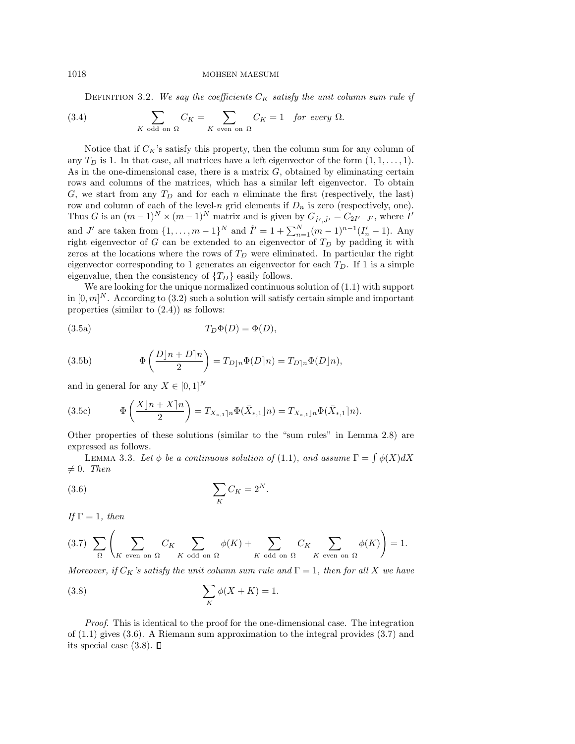Definition 3.2. *We say the coefficients $C_K$ satisfy the unit column sum rule if*

$$\sum_{K \text{ odd on } \Omega} C_K = \sum_{K \text{ even on } \Omega} C_K = 1 \quad \textit{for every } \Omega. \tag{3.4}$$

Notice that if $C_K$'s satisfy this property, then the column sum for any column of any $T_D$ is 1. In that case, all matrices have a left eigenvector of the form $(1, 1, \ldots, 1)$. As in the one-dimensional case, there is a matrix $G$, obtained by eliminating certain rows and columns of the matrices, which has a similar left eigenvector. To obtain $G$, we start from any $T_D$ and for each $n$ eliminate the first (respectively, the last) row and column of each of the level-$n$ grid elements if $D_n$ is zero (respectively, one). Thus $G$ is an $(m-1)^N \times (m-1)^N$ matrix and is given by $G_{\hat{I}',\hat{J}'} = C_{2I'-J'}$, where $I'$ and $J'$ are taken from $\{1, \ldots, m-1\}^N$ and $\hat{I}' = 1 + \sum_{n=1}^{N}(m-1)^{n-1}(I'_n - 1)$. Any right eigenvector of $G$ can be extended to an eigenvector of $T_D$ by padding it with zeros at the locations where the rows of $T_D$ were eliminated. In particular the right eigenvector corresponding to 1 generates an eigenvector for each $T_D$. If 1 is a simple eigenvalue, then the consistency of $\{T_D\}$ easily follows.

We are looking for the unique normalized continuous solution of (1.1) with support in $[0, m]^N$. According to (3.2) such a solution will satisfy certain simple and important properties (similar to (2.4)) as follows:

$$T_D \Phi(D) = \Phi(D), \tag{3.5a}$$

$$\Phi\left(\frac{D\rfloor n + D\rceil n}{2}\right) = T_{D\rfloor n}\Phi(D\rceil n) = T_{D\rceil n}\Phi(D\rfloor n), \tag{3.5b}$$

and in general for any $X \in [0, 1]^N$

$$\Phi\left(\frac{X\rfloor n + X\rceil n}{2}\right) = T_{X_{*,1}\rceil n}\Phi(\bar{X}_{*,1}\rfloor n) = T_{X_{*,1}\rfloor n}\Phi(\bar{X}_{*,1}\rceil n). \tag{3.5c}$$

Other properties of these solutions (similar to the "sum rules" in Lemma 2.8) are expressed as follows.

Lemma 3.3. *Let $\phi$ be a continuous solution of* (1.1)*, and assume $\Gamma = \int \phi(X)dX \neq 0$. Then*

$$\sum_K C_K = 2^N. \tag{3.6}$$

*If $\Gamma = 1$, then*

$$\sum_{\Omega}\left(\sum_{K \text{ even on } \Omega} C_K \sum_{K \text{ odd on } \Omega} \phi(K) + \sum_{K \text{ odd on } \Omega} C_K \sum_{K \text{ even on } \Omega} \phi(K)\right) = 1. \tag{3.7}$$

*Moreover, if $C_K$'s satisfy the unit column sum rule and $\Gamma = 1$, then for all $X$ we have*

$$\sum_K \phi(X + K) = 1. \tag{3.8}$$

*Proof*. This is identical to the proof for the one-dimensional case. The integration of (1.1) gives (3.6). A Riemann sum approximation to the integral provides (3.7) and its special case (3.8). ∎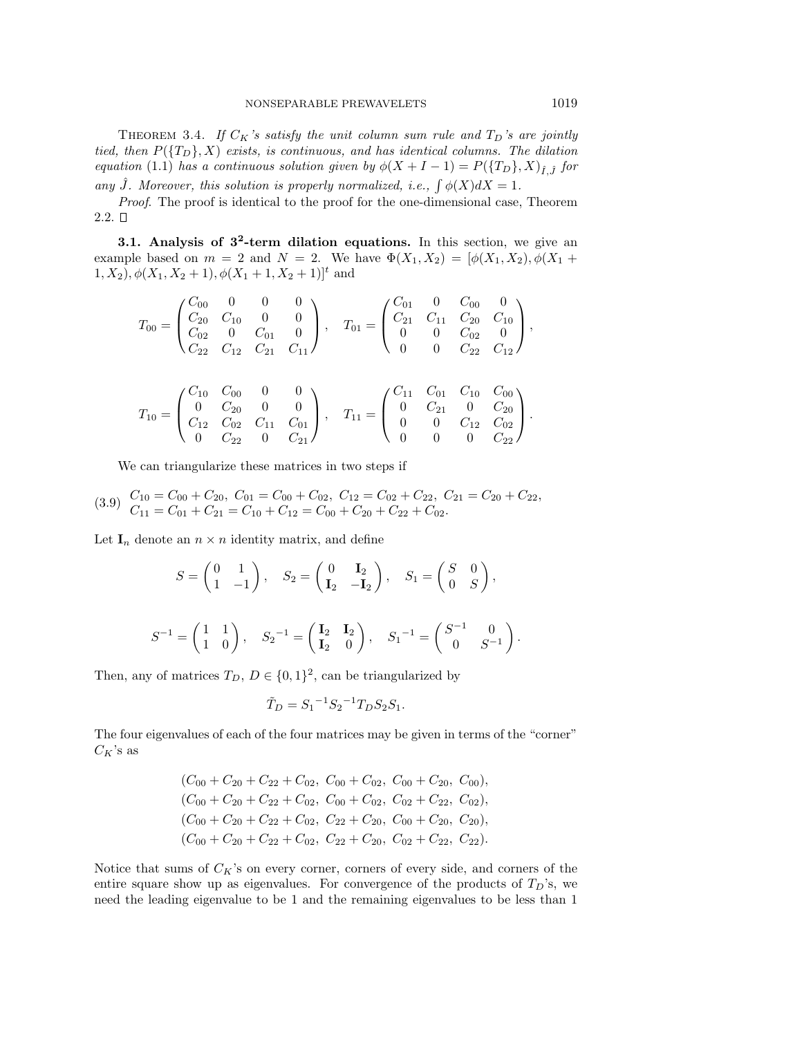**Theorem 3.4.** *If $C_K$'s satisfy the unit column sum rule and $T_D$'s are jointly tied, then $P(\{T_D\}, X)$ exists, is continuous, and has identical columns. The dilation equation* (1.1) *has a continuous solution given by $\phi(X + I - 1) = P(\{T_D\}, X)_{\hat{I},\hat{J}}$ for any $\hat{J}$. Moreover, this solution is properly normalized, i.e., $\int \phi(X)dX = 1$.*

*Proof.* The proof is identical to the proof for the one-dimensional case, Theorem 2.2. $\square$

### 3.1. Analysis of $3^2$-term dilation equations.

In this section, we give an example based on $m = 2$ and $N = 2$. We have $\Phi(X_1, X_2) = [\phi(X_1, X_2), \phi(X_1 + 1, X_2), \phi(X_1, X_2 + 1), \phi(X_1 + 1, X_2 + 1)]^t$ and

$$T_{00} = \begin{pmatrix} C_{00} & 0 & 0 & 0 \\ C_{20} & C_{10} & 0 & 0 \\ C_{02} & 0 & C_{01} & 0 \\ C_{22} & C_{12} & C_{21} & C_{11} \end{pmatrix}, \quad T_{01} = \begin{pmatrix} C_{01} & 0 & C_{00} & 0 \\ C_{21} & C_{11} & C_{20} & C_{10} \\ 0 & 0 & C_{02} & 0 \\ 0 & 0 & C_{22} & C_{12} \end{pmatrix},$$

$$T_{10} = \begin{pmatrix} C_{10} & C_{00} & 0 & 0 \\ 0 & C_{20} & 0 & 0 \\ C_{12} & C_{02} & C_{11} & C_{01} \\ 0 & C_{22} & 0 & C_{21} \end{pmatrix}, \quad T_{11} = \begin{pmatrix} C_{11} & C_{01} & C_{10} & C_{00} \\ 0 & C_{21} & 0 & C_{20} \\ 0 & 0 & C_{12} & C_{02} \\ 0 & 0 & 0 & C_{22} \end{pmatrix}.$$

We can triangularize these matrices in two steps if

$$\begin{aligned} &C_{10} = C_{00} + C_{20},\ C_{01} = C_{00} + C_{02},\ C_{12} = C_{02} + C_{22},\ C_{21} = C_{20} + C_{22}, \\ &C_{11} = C_{01} + C_{21} = C_{10} + C_{12} = C_{00} + C_{20} + C_{22} + C_{02}. \end{aligned} \tag{3.9}$$

Let $\mathbf{I}_n$ denote an $n \times n$ identity matrix, and define

$$S = \begin{pmatrix} 0 & 1 \\ 1 & -1 \end{pmatrix}, \quad S_2 = \begin{pmatrix} 0 & \mathbf{I}_2 \\ \mathbf{I}_2 & -\mathbf{I}_2 \end{pmatrix}, \quad S_1 = \begin{pmatrix} S & 0 \\ 0 & S \end{pmatrix},$$

$$S^{-1} = \begin{pmatrix} 1 & 1 \\ 1 & 0 \end{pmatrix}, \quad {S_2}^{-1} = \begin{pmatrix} \mathbf{I}_2 & \mathbf{I}_2 \\ \mathbf{I}_2 & 0 \end{pmatrix}, \quad {S_1}^{-1} = \begin{pmatrix} S^{-1} & 0 \\ 0 & S^{-1} \end{pmatrix}.$$

Then, any of matrices $T_D$, $D \in \{0, 1\}^2$, can be triangularized by

$$\tilde{T}_D = {S_1}^{-1} {S_2}^{-1} T_D S_2 S_1.$$

The four eigenvalues of each of the four matrices may be given in terms of the "corner" $C_K$'s as

$$\begin{aligned} &(C_{00} + C_{20} + C_{22} + C_{02},\ C_{00} + C_{02},\ C_{00} + C_{20},\ C_{00}), \\ &(C_{00} + C_{20} + C_{22} + C_{02},\ C_{00} + C_{02},\ C_{02} + C_{22},\ C_{02}), \\ &(C_{00} + C_{20} + C_{22} + C_{02},\ C_{22} + C_{20},\ C_{00} + C_{20},\ C_{20}), \\ &(C_{00} + C_{20} + C_{22} + C_{02},\ C_{22} + C_{20},\ C_{02} + C_{22},\ C_{22}). \end{aligned}$$

Notice that sums of $C_K$'s on every corner, corners of every side, and corners of the entire square show up as eigenvalues. For convergence of the products of $T_D$'s, we need the leading eigenvalue to be 1 and the remaining eigenvalues to be less than 1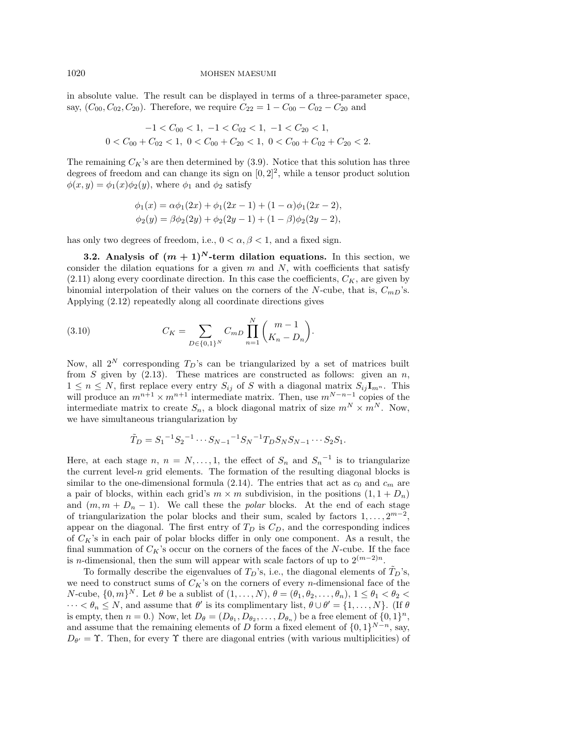in absolute value. The result can be displayed in terms of a three-parameter space, say, $(C_{00}, C_{02}, C_{20})$. Therefore, we require $C_{22} = 1 - C_{00} - C_{02} - C_{20}$ and

$$-1 < C_{00} < 1,\ -1 < C_{02} < 1,\ -1 < C_{20} < 1,$$
$$0 < C_{00} + C_{02} < 1,\ 0 < C_{00} + C_{20} < 1,\ 0 < C_{00} + C_{02} + C_{20} < 2.$$

The remaining $C_K$'s are then determined by (3.9). Notice that this solution has three degrees of freedom and can change its sign on $[0, 2]^2$, while a tensor product solution $\phi(x, y) = \phi_1(x)\phi_2(y)$, where $\phi_1$ and $\phi_2$ satisfy

$$\phi_1(x) = \alpha\phi_1(2x) + \phi_1(2x - 1) + (1 - \alpha)\phi_1(2x - 2),$$
$$\phi_2(y) = \beta\phi_2(2y) + \phi_2(2y - 1) + (1 - \beta)\phi_2(2y - 2),$$

has only two degrees of freedom, i.e., $0 < \alpha, \beta < 1$, and a fixed sign.

**3.2. Analysis of $(m + 1)^N$-term dilation equations.** In this section, we consider the dilation equations for a given $m$ and $N$, with coefficients that satisfy (2.11) along every coordinate direction. In this case the coefficients, $C_K$, are given by binomial interpolation of their values on the corners of the $N$-cube, that is, $C_{mD}$'s. Applying (2.12) repeatedly along all coordinate directions gives

$$C_K = \sum_{D \in \{0,1\}^N} C_{mD} \prod_{n=1}^{N} \binom{m-1}{K_n - D_n}. \tag{3.10}$$

Now, all $2^N$ corresponding $T_D$'s can be triangularized by a set of matrices built from $S$ given by (2.13). These matrices are constructed as follows: given an $n$, $1 \le n \le N$, first replace every entry $S_{ij}$ of $S$ with a diagonal matrix $S_{ij}\mathbf{I}_{m^n}$. This will produce an $m^{n+1} \times m^{n+1}$ intermediate matrix. Then, use $m^{N-n-1}$ copies of the intermediate matrix to create $S_n$, a block diagonal matrix of size $m^N \times m^N$. Now, we have simultaneous triangularization by

$$\tilde{T}_D = {S_1}^{-1}{S_2}^{-1} \cdots {S_{N-1}}^{-1}{S_N}^{-1} T_D S_N S_{N-1} \cdots S_2 S_1.$$

Here, at each stage $n$, $n = N, \ldots, 1$, the effect of $S_n$ and ${S_n}^{-1}$ is to triangularize the current level-$n$ grid elements. The formation of the resulting diagonal blocks is similar to the one-dimensional formula (2.14). The entries that act as $c_0$ and $c_m$ are a pair of blocks, within each grid's $m \times m$ subdivision, in the positions $(1, 1 + D_n)$ and $(m, m + D_n - 1)$. We call these the *polar* blocks. At the end of each stage of triangularization the polar blocks and their sum, scaled by factors $1, \ldots, 2^{m-2}$, appear on the diagonal. The first entry of $T_D$ is $C_D$, and the corresponding indices of $C_K$'s in each pair of polar blocks differ in only one component. As a result, the final summation of $C_K$'s occur on the corners of the faces of the $N$-cube. If the face is $n$-dimensional, then the sum will appear with scale factors of up to $2^{(m-2)n}$.

To formally describe the eigenvalues of $T_D$'s, i.e., the diagonal elements of $\tilde{T}_D$'s, we need to construct sums of $C_K$'s on the corners of every $n$-dimensional face of the $N$-cube, $\{0, m\}^N$. Let $\theta$ be a sublist of $(1, \ldots, N)$, $\theta = (\theta_1, \theta_2, \ldots, \theta_n)$, $1 \le \theta_1 < \theta_2 < \cdots < \theta_n \le N$, and assume that $\theta'$ is its complimentary list, $\theta \cup \theta' = \{1, \ldots, N\}$. (If $\theta$ is empty, then $n = 0$.) Now, let $D_\theta = (D_{\theta_1}, D_{\theta_2}, \ldots, D_{\theta_n})$ be a free element of $\{0, 1\}^n$, and assume that the remaining elements of $D$ form a fixed element of $\{0, 1\}^{N-n}$, say, $D_{\theta'} = \Upsilon$. Then, for every $\Upsilon$ there are diagonal entries (with various multiplicities) of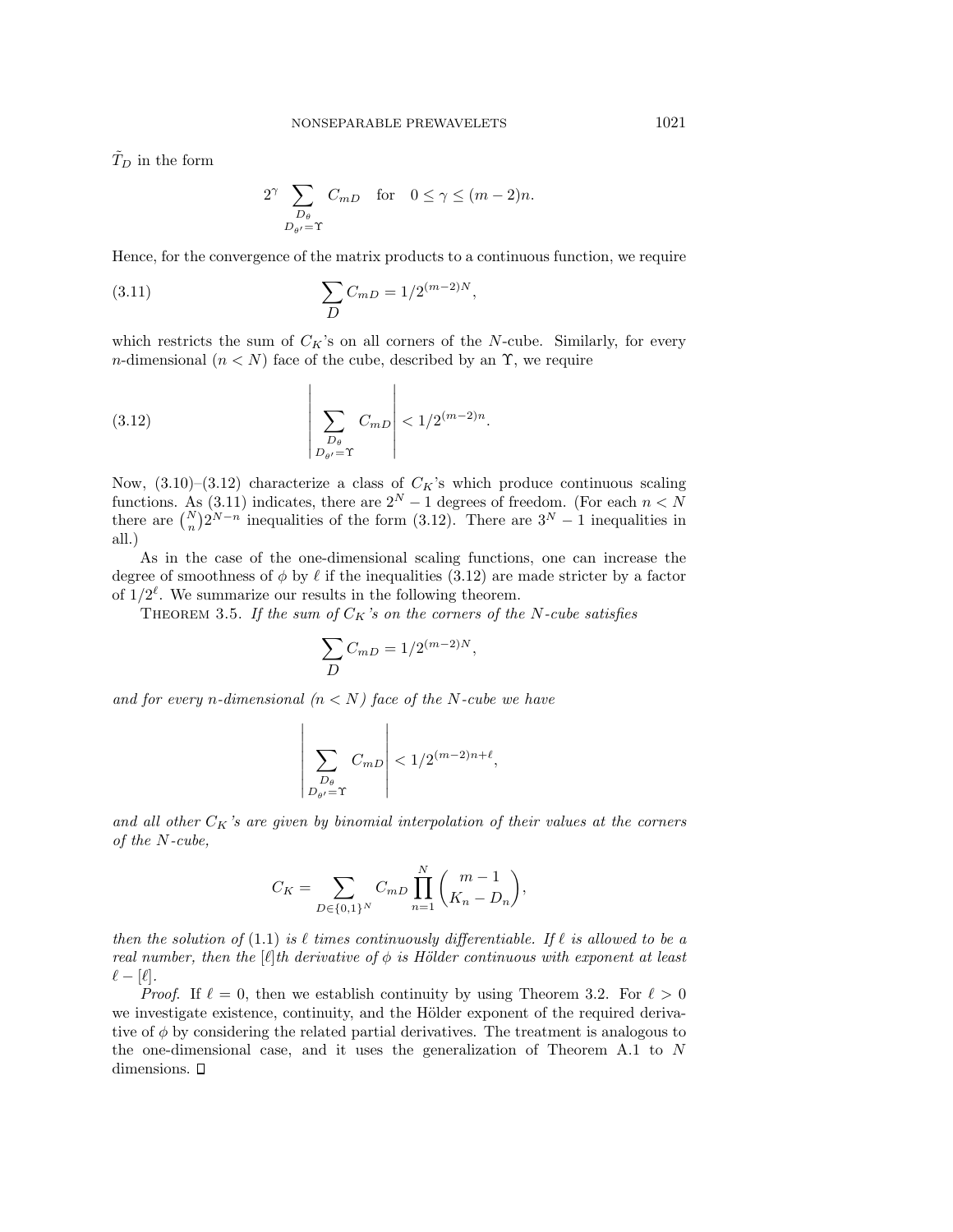$\tilde{T}_D$ in the form

$$2^{\gamma} \sum_{\substack{D_\theta \\ D_{\theta'} = \Upsilon}} C_{mD} \quad \text{for} \quad 0 \le \gamma \le (m-2)n.$$

Hence, for the convergence of the matrix products to a continuous function, we require

$$\sum_{D} C_{mD} = 1/2^{(m-2)N}, \tag{3.11}$$

which restricts the sum of $C_K$'s on all corners of the $N$-cube. Similarly, for every $n$-dimensional ($n < N$) face of the cube, described by an $\Upsilon$, we require

$$\left| \sum_{\substack{D_\theta \\ D_{\theta'} = \Upsilon}} C_{mD} \right| < 1/2^{(m-2)n}. \tag{3.12}$$

Now, (3.10)–(3.12) characterize a class of $C_K$'s which produce continuous scaling functions. As (3.11) indicates, there are $2^N - 1$ degrees of freedom. (For each $n < N$ there are $\binom{N}{n} 2^{N-n}$ inequalities of the form (3.12). There are $3^N - 1$ inequalities in all.)

As in the case of the one-dimensional scaling functions, one can increase the degree of smoothness of $\phi$ by $\ell$ if the inequalities (3.12) are made stricter by a factor of $1/2^{\ell}$. We summarize our results in the following theorem.

Theorem 3.5. *If the sum of $C_K$'s on the corners of the $N$-cube satisfies*

$$\sum_{D} C_{mD} = 1/2^{(m-2)N},$$

*and for every $n$-dimensional ($n < N$) face of the $N$-cube we have*

$$\left| \sum_{\substack{D_\theta \\ D_{\theta'} = \Upsilon}} C_{mD} \right| < 1/2^{(m-2)n + \ell},$$

*and all other $C_K$'s are given by binomial interpolation of their values at the corners of the $N$-cube,*

$$C_K = \sum_{D \in \{0,1\}^N} C_{mD} \prod_{n=1}^{N} \binom{m-1}{K_n - D_n},$$

*then the solution of* (1.1) *is $\ell$ times continuously differentiable. If $\ell$ is allowed to be a real number, then the $[\ell]$th derivative of $\phi$ is Hölder continuous with exponent at least $\ell - [\ell]$.*

*Proof.* If $\ell = 0$, then we establish continuity by using Theorem 3.2. For $\ell > 0$ we investigate existence, continuity, and the Hölder exponent of the required derivative of $\phi$ by considering the related partial derivatives. The treatment is analogous to the one-dimensional case, and it uses the generalization of Theorem A.1 to $N$ dimensions. ◻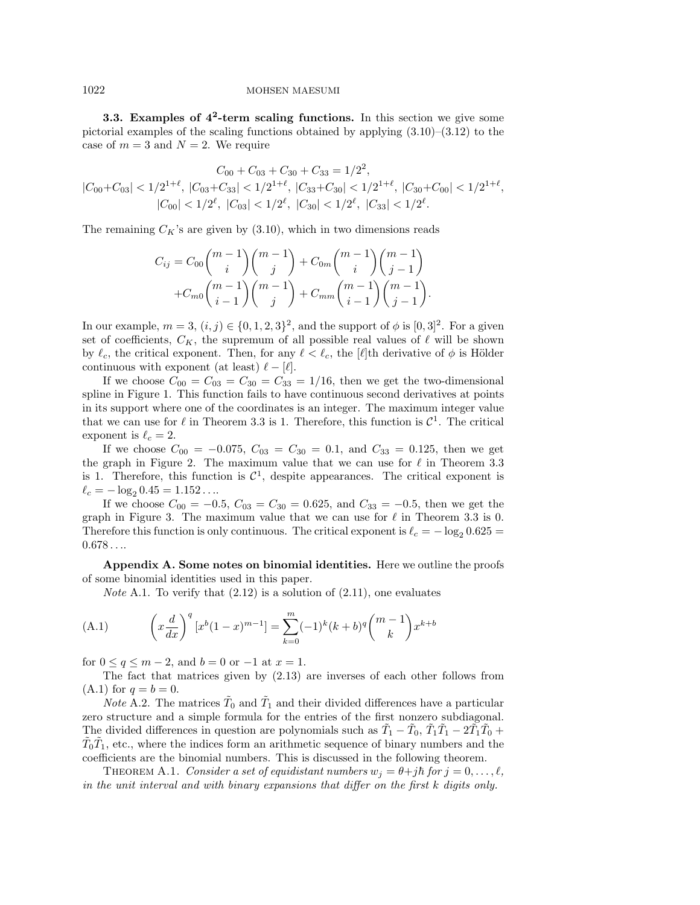**3.3. Examples of $4^2$-term scaling functions.** In this section we give some pictorial examples of the scaling functions obtained by applying (3.10)–(3.12) to the case of $m = 3$ and $N = 2$. We require

$$C_{00} + C_{03} + C_{30} + C_{33} = 1/2^2,$$
$$|C_{00}+C_{03}| < 1/2^{1+\ell},\ |C_{03}+C_{33}| < 1/2^{1+\ell},\ |C_{33}+C_{30}| < 1/2^{1+\ell},\ |C_{30}+C_{00}| < 1/2^{1+\ell},$$
$$|C_{00}| < 1/2^{\ell},\ |C_{03}| < 1/2^{\ell},\ |C_{30}| < 1/2^{\ell},\ |C_{33}| < 1/2^{\ell}.$$

The remaining $C_K$'s are given by (3.10), which in two dimensions reads

$$C_{ij} = C_{00}\binom{m-1}{i}\binom{m-1}{j} + C_{0m}\binom{m-1}{i}\binom{m-1}{j-1}$$
$$+C_{m0}\binom{m-1}{i-1}\binom{m-1}{j} + C_{mm}\binom{m-1}{i-1}\binom{m-1}{j-1}.$$

In our example, $m = 3$, $(i, j) \in \{0, 1, 2, 3\}^2$, and the support of $\phi$ is $[0, 3]^2$. For a given set of coefficients, $C_K$, the supremum of all possible real values of $\ell$ will be shown by $\ell_c$, the critical exponent. Then, for any $\ell < \ell_c$, the $[\ell]$th derivative of $\phi$ is Hölder continuous with exponent (at least) $\ell - [\ell]$.

If we choose $C_{00} = C_{03} = C_{30} = C_{33} = 1/16$, then we get the two-dimensional spline in Figure 1. This function fails to have continuous second derivatives at points in its support where one of the coordinates is an integer. The maximum integer value that we can use for $\ell$ in Theorem 3.3 is 1. Therefore, this function is $\mathcal{C}^1$. The critical exponent is $\ell_c = 2$.

If we choose $C_{00} = -0.075$, $C_{03} = C_{30} = 0.1$, and $C_{33} = 0.125$, then we get the graph in Figure 2. The maximum value that we can use for $\ell$ in Theorem 3.3 is 1. Therefore, this function is $\mathcal{C}^1$, despite appearances. The critical exponent is $\ell_c = -\log_2 0.45 = 1.152\ldots$.

If we choose $C_{00} = -0.5$, $C_{03} = C_{30} = 0.625$, and $C_{33} = -0.5$, then we get the graph in Figure 3. The maximum value that we can use for $\ell$ in Theorem 3.3 is 0. Therefore this function is only continuous. The critical exponent is $\ell_c = -\log_2 0.625 = 0.678\ldots$.

**Appendix A. Some notes on binomial identities.** Here we outline the proofs of some binomial identities used in this paper.

*Note* A.1. To verify that (2.12) is a solution of (2.11), one evaluates

$$\left(x\frac{d}{dx}\right)^q [x^b(1-x)^{m-1}] = \sum_{k=0}^{m}(-1)^k(k+b)^q\binom{m-1}{k}x^{k+b} \tag{A.1}$$

for $0 \le q \le m-2$, and $b = 0$ or $-1$ at $x = 1$.

The fact that matrices given by (2.13) are inverses of each other follows from (A.1) for $q = b = 0$.

*Note* A.2. The matrices $\tilde{T}_0$ and $\tilde{T}_1$ and their divided differences have a particular zero structure and a simple formula for the entries of the first nonzero subdiagonal. The divided differences in question are polynomials such as $\tilde{T}_1 - \tilde{T}_0$, $\tilde{T}_1\tilde{T}_1 - 2\tilde{T}_1\tilde{T}_0 + \tilde{T}_0\tilde{T}_1$, etc., where the indices form an arithmetic sequence of binary numbers and the coefficients are the binomial numbers. This is discussed in the following theorem.

THEOREM A.1. *Consider a set of equidistant numbers $w_j = \theta + j\hbar$ for $j = 0, \ldots, \ell$, in the unit interval and with binary expansions that differ on the first $k$ digits only.*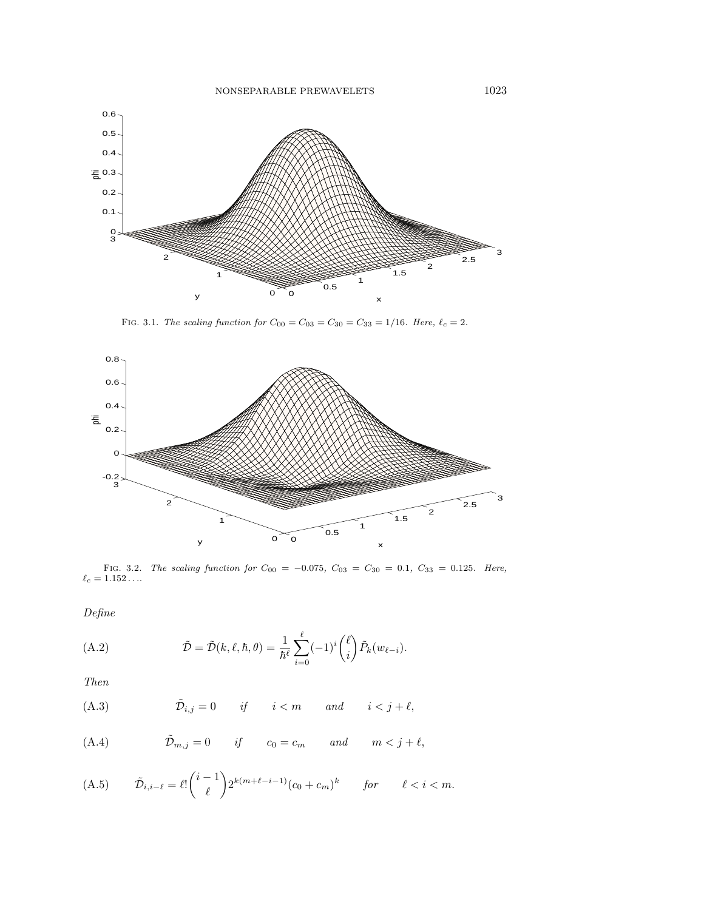FIG. 3.1. *The scaling function for $C_{00} = C_{03} = C_{30} = C_{33} = 1/16$. Here, $\ell_c = 2$.*

FIG. 3.2. *The scaling function for $C_{00} = -0.075$, $C_{03} = C_{30} = 0.1$, $C_{33} = 0.125$. Here, $\ell_c = 1.152\ldots$.*

*Define*

$$\tilde{\mathcal{D}} = \tilde{\mathcal{D}}(k, \ell, \hbar, \theta) = \frac{1}{\hbar^\ell} \sum_{i=0}^{\ell} (-1)^i \binom{\ell}{i} \tilde{P}_k(w_{\ell-i}). \tag{A.2}$$

*Then*

$$\tilde{\mathcal{D}}_{i,j} = 0 \qquad \textit{if} \qquad i < m \qquad \textit{and} \qquad i < j + \ell, \tag{A.3}$$

$$\tilde{\mathcal{D}}_{m,j} = 0 \qquad \textit{if} \qquad c_0 = c_m \qquad \textit{and} \qquad m < j + \ell, \tag{A.4}$$

$$\tilde{\mathcal{D}}_{i,i-\ell} = \ell! \binom{i-1}{\ell} 2^{k(m+\ell-i-1)} (c_0 + c_m)^k \qquad \textit{for} \qquad \ell < i < m. \tag{A.5}$$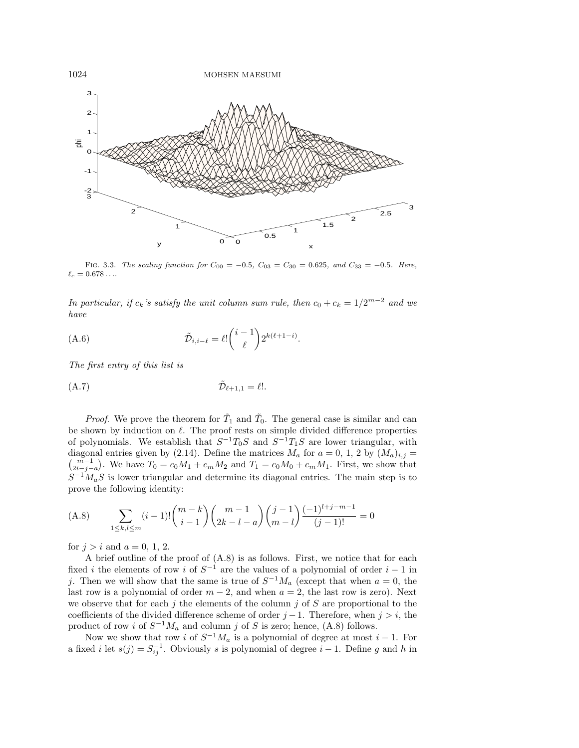FIG. 3.3. *The scaling function for $C_{00} = -0.5$, $C_{03} = C_{30} = 0.625$, and $C_{33} = -0.5$. Here, $\ell_c = 0.678\ldots$.*

*In particular, if $c_k$'s satisfy the unit column sum rule, then $c_0 + c_k = 1/2^{m-2}$ and we have*

$$\tilde{\mathcal{D}}_{i,i-\ell} = \ell!\binom{i-1}{\ell}2^{k(\ell+1-i)}. \tag{A.6}$$

*The first entry of this list is*

$$\tilde{\mathcal{D}}_{\ell+1,1} = \ell!. \tag{A.7}$$

*Proof*. We prove the theorem for $\tilde{T}_1$ and $\tilde{T}_0$. The general case is similar and can be shown by induction on $\ell$. The proof rests on simple divided difference properties of polynomials. We establish that $S^{-1}T_0S$ and $S^{-1}T_1S$ are lower triangular, with diagonal entries given by (2.14). Define the matrices $M_a$ for $a = 0, 1, 2$ by $(M_a)_{i,j} = \binom{m-1}{2i-j-a}$. We have $T_0 = c_0M_1 + c_mM_2$ and $T_1 = c_0M_0 + c_mM_1$. First, we show that $S^{-1}M_aS$ is lower triangular and determine its diagonal entries. The main step is to prove the following identity:

$$\sum_{1\le k,l\le m}(i-1)!\binom{m-k}{i-1}\binom{m-1}{2k-l-a}\binom{j-1}{m-l}\frac{(-1)^{l+j-m-1}}{(j-1)!} = 0 \tag{A.8}$$

for $j > i$ and $a = 0, 1, 2$.

A brief outline of the proof of (A.8) is as follows. First, we notice that for each fixed $i$ the elements of row $i$ of $S^{-1}$ are the values of a polynomial of order $i-1$ in $j$. Then we will show that the same is true of $S^{-1}M_a$ (except that when $a = 0$, the last row is a polynomial of order $m-2$, and when $a = 2$, the last row is zero). Next we observe that for each $j$ the elements of the column $j$ of $S$ are proportional to the coefficients of the divided difference scheme of order $j-1$. Therefore, when $j > i$, the product of row $i$ of $S^{-1}M_a$ and column $j$ of $S$ is zero; hence, (A.8) follows.

Now we show that row $i$ of $S^{-1}M_a$ is a polynomial of degree at most $i-1$. For a fixed $i$ let $s(j) = S^{-1}_{ij}$. Obviously $s$ is polynomial of degree $i-1$. Define $g$ and $h$ in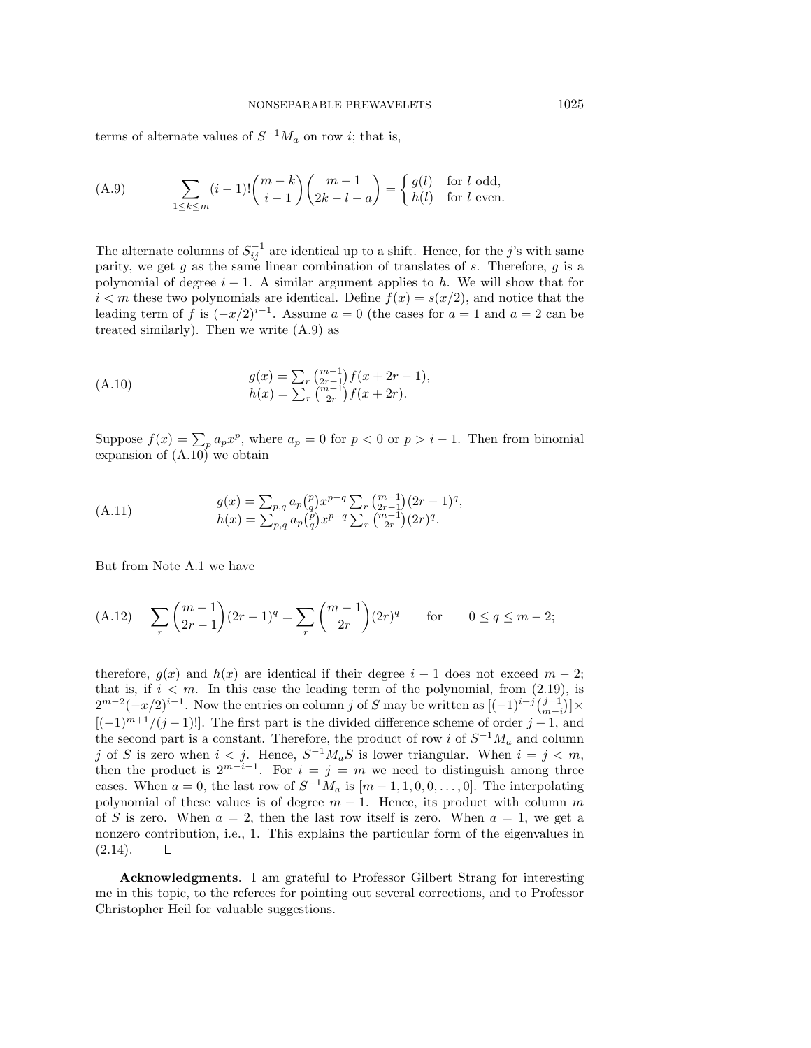terms of alternate values of $S^{-1}M_a$ on row $i$; that is,

$$\text{(A.9)} \qquad \sum_{1\le k\le m} (i-1)!\binom{m-k}{i-1}\binom{m-1}{2k-l-a} = \begin{cases} g(l) & \text{for } l \text{ odd},\\ h(l) & \text{for } l \text{ even}.\end{cases}$$

The alternate columns of $S_{ij}^{-1}$ are identical up to a shift. Hence, for the $j$'s with same parity, we get $g$ as the same linear combination of translates of $s$. Therefore, $g$ is a polynomial of degree $i-1$. A similar argument applies to $h$. We will show that for $i < m$ these two polynomials are identical. Define $f(x) = s(x/2)$, and notice that the leading term of $f$ is $(-x/2)^{i-1}$. Assume $a = 0$ (the cases for $a = 1$ and $a = 2$ can be treated similarly). Then we write (A.9) as

$$\text{(A.10)} \qquad \begin{array}{l} g(x) = \sum_r \binom{m-1}{2r-1} f(x+2r-1),\\ h(x) = \sum_r \binom{m-1}{2r} f(x+2r). \end{array}$$

Suppose $f(x) = \sum_p a_p x^p$, where $a_p = 0$ for $p < 0$ or $p > i-1$. Then from binomial expansion of (A.10) we obtain

$$\text{(A.11)} \qquad \begin{array}{l} g(x) = \sum_{p,q} a_p \binom{p}{q} x^{p-q} \sum_r \binom{m-1}{2r-1}(2r-1)^q,\\ h(x) = \sum_{p,q} a_p \binom{p}{q} x^{p-q} \sum_r \binom{m-1}{2r}(2r)^q. \end{array}$$

But from Note A.1 we have

$$\text{(A.12)} \qquad \sum_r \binom{m-1}{2r-1}(2r-1)^q = \sum_r \binom{m-1}{2r}(2r)^q \qquad \text{for} \qquad 0 \le q \le m-2;$$

therefore, $g(x)$ and $h(x)$ are identical if their degree $i-1$ does not exceed $m-2$; that is, if $i < m$. In this case the leading term of the polynomial, from (2.19), is $2^{m-2}(-x/2)^{i-1}$. Now the entries on column $j$ of $S$ may be written as $[(-1)^{i+j}\binom{j-1}{m-i}] \times [(-1)^{m+1}/(j-1)!]$. The first part is the divided difference scheme of order $j-1$, and the second part is a constant. Therefore, the product of row $i$ of $S^{-1}M_a$ and column $j$ of $S$ is zero when $i < j$. Hence, $S^{-1}M_aS$ is lower triangular. When $i = j < m$, then the product is $2^{m-i-1}$. For $i = j = m$ we need to distinguish among three cases. When $a = 0$, the last row of $S^{-1}M_a$ is $[m-1, 1, 1, 0, 0, \ldots, 0]$. The interpolating polynomial of these values is of degree $m-1$. Hence, its product with column $m$ of $S$ is zero. When $a = 2$, then the last row itself is zero. When $a = 1$, we get a nonzero contribution, i.e., 1. This explains the particular form of the eigenvalues in (2.14). $\square$

**Acknowledgments**. I am grateful to Professor Gilbert Strang for interesting me in this topic, to the referees for pointing out several corrections, and to Professor Christopher Heil for valuable suggestions.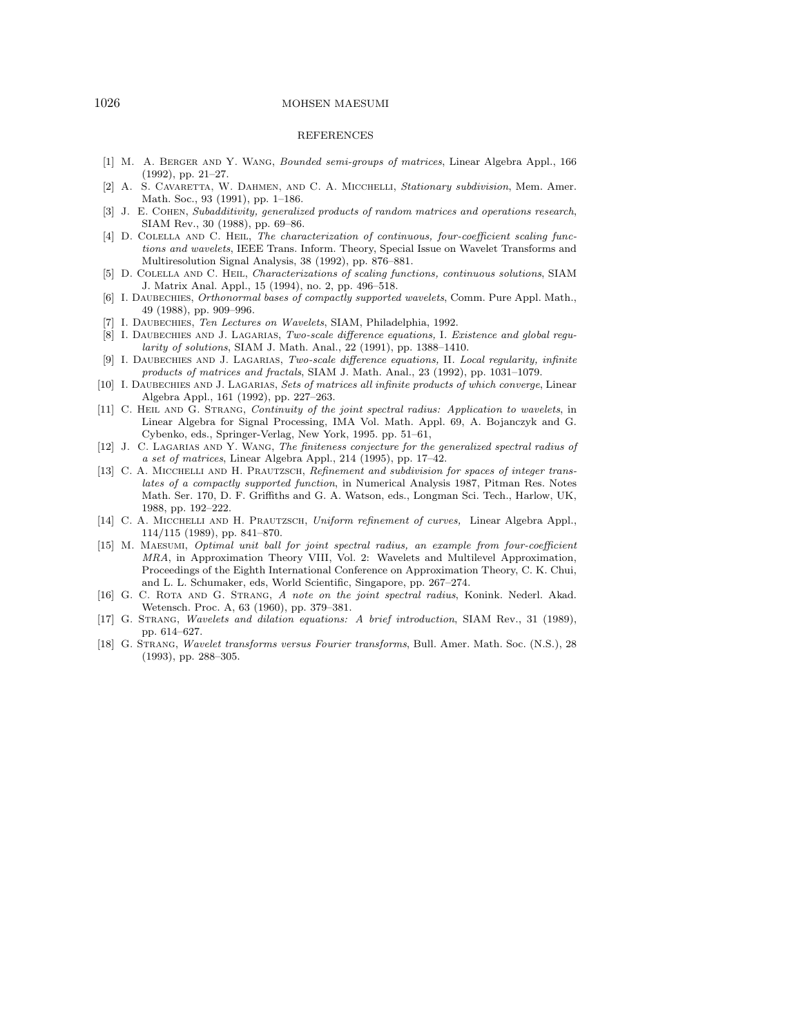## REFERENCES

[1] M. A. Berger and Y. Wang, *Bounded semi-groups of matrices*, Linear Algebra Appl., 166 (1992), pp. 21–27.

[2] A. S. Cavaretta, W. Dahmen, and C. A. Micchelli, *Stationary subdivision*, Mem. Amer. Math. Soc., 93 (1991), pp. 1–186.

[3] J. E. Cohen, *Subadditivity, generalized products of random matrices and operations research*, SIAM Rev., 30 (1988), pp. 69–86.

[4] D. Colella and C. Heil, *The characterization of continuous, four-coefficient scaling functions and wavelets*, IEEE Trans. Inform. Theory, Special Issue on Wavelet Transforms and Multiresolution Signal Analysis, 38 (1992), pp. 876–881.

[5] D. Colella and C. Heil, *Characterizations of scaling functions, continuous solutions*, SIAM J. Matrix Anal. Appl., 15 (1994), no. 2, pp. 496–518.

[6] I. Daubechies, *Orthonormal bases of compactly supported wavelets*, Comm. Pure Appl. Math., 49 (1988), pp. 909–996.

[7] I. Daubechies, *Ten Lectures on Wavelets*, SIAM, Philadelphia, 1992.

[8] I. Daubechies and J. Lagarias, *Two-scale difference equations,* I. *Existence and global regularity of solutions*, SIAM J. Math. Anal., 22 (1991), pp. 1388–1410.

[9] I. Daubechies and J. Lagarias, *Two-scale difference equations,* II. *Local regularity, infinite products of matrices and fractals*, SIAM J. Math. Anal., 23 (1992), pp. 1031–1079.

[10] I. Daubechies and J. Lagarias, *Sets of matrices all infinite products of which converge*, Linear Algebra Appl., 161 (1992), pp. 227–263.

[11] C. Heil and G. Strang, *Continuity of the joint spectral radius: Application to wavelets*, in Linear Algebra for Signal Processing, IMA Vol. Math. Appl. 69, A. Bojanczyk and G. Cybenko, eds., Springer-Verlag, New York, 1995. pp. 51–61,

[12] J. C. Lagarias and Y. Wang, *The finiteness conjecture for the generalized spectral radius of a set of matrices*, Linear Algebra Appl., 214 (1995), pp. 17–42.

[13] C. A. Micchelli and H. Prautzsch, *Refinement and subdivision for spaces of integer translates of a compactly supported function*, in Numerical Analysis 1987, Pitman Res. Notes Math. Ser. 170, D. F. Griffiths and G. A. Watson, eds., Longman Sci. Tech., Harlow, UK, 1988, pp. 192–222.

[14] C. A. Micchelli and H. Prautzsch, *Uniform refinement of curves,* Linear Algebra Appl., 114/115 (1989), pp. 841–870.

[15] M. Maesumi, *Optimal unit ball for joint spectral radius, an example from four-coefficient MRA*, in Approximation Theory VIII, Vol. 2: Wavelets and Multilevel Approximation, Proceedings of the Eighth International Conference on Approximation Theory, C. K. Chui, and L. L. Schumaker, eds, World Scientific, Singapore, pp. 267–274.

[16] G. C. Rota and G. Strang, *A note on the joint spectral radius*, Konink. Nederl. Akad. Wetensch. Proc. A, 63 (1960), pp. 379–381.

[17] G. Strang, *Wavelets and dilation equations: A brief introduction*, SIAM Rev., 31 (1989), pp. 614–627.

[18] G. Strang, *Wavelet transforms versus Fourier transforms*, Bull. Amer. Math. Soc. (N.S.), 28 (1993), pp. 288–305.